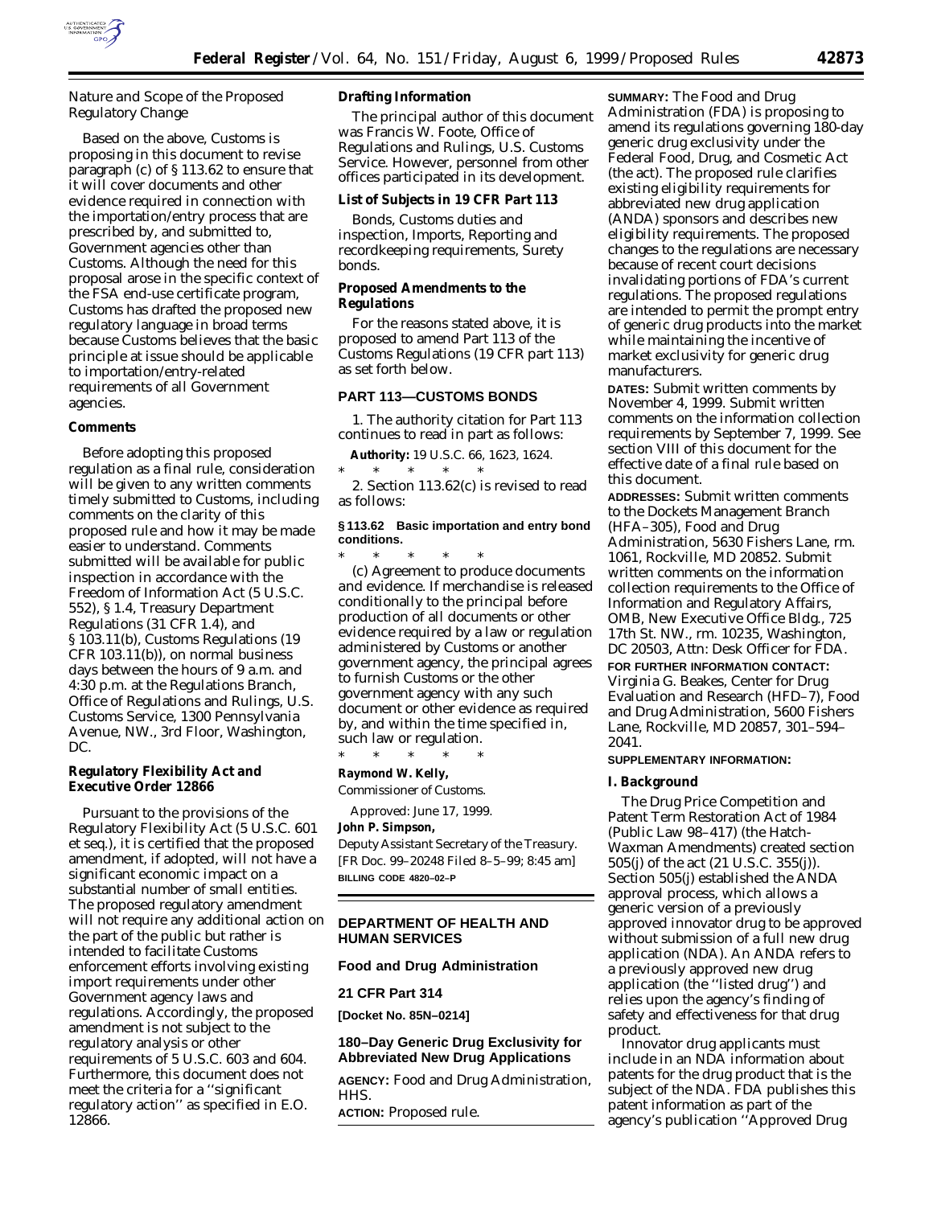Nature and Scope of the Proposed Regulatory Change

Based on the above, Customs is proposing in this document to revise paragraph (c) of § 113.62 to ensure that it will cover documents and other evidence required in connection with the importation/entry process that are prescribed by, and submitted to, Government agencies other than Customs. Although the need for this proposal arose in the specific context of the FSA end-use certificate program, Customs has drafted the proposed new regulatory language in broad terms because Customs believes that the basic principle at issue should be applicable to importation/entry-related requirements of all Government agencies.

## Comments

Before adopting this proposed regulation as a final rule, consideration will be given to any written comments timely submitted to Customs, including comments on the clarity of this proposed rule and how it may be made easier to understand. Comments submitted will be available for public inspection in accordance with the Freedom of Information Act (5 U.S.C. 552), § 1.4, Treasury Department Regulations (31 CFR 1.4), and § 103.11(b), Customs Regulations (19 CFR 103.11(b)), on normal business days between the hours of 9 a.m. and 4:30 p.m. at the Regulations Branch, Office of Regulations and Rulings, U.S. Customs Service, 1300 Pennsylvania Avenue, NW., 3rd Floor, Washington, DC.

## Regulatory Flexibility Act and Executive Order 12866

Pursuant to the provisions of the Regulatory Flexibility Act (5 U.S.C. 601 et seq.), it is certified that the proposed amendment, if adopted, will not have a significant economic impact on a substantial number of small entities. The proposed regulatory amendment will not require any additional action on the part of the public but rather is intended to facilitate Customs enforcement efforts involving existing import requirements under other Government agency laws and regulations. Accordingly, the proposed amendment is not subject to the regulatory analysis or other requirements of 5 U.S.C. 603 and 604. Furthermore, this document does not meet the criteria for a "significant regulatory action" as specified in E.O. 12866.

## Drafting Information

The principal author of this document was Francis W. Foote, Office of Regulations and Rulings, U.S. Customs Service. However, personnel from other offices participated in its development.

## List of Subjects in 19 CFR Part 113

Bonds, Customs duties and inspection, Imports, Reporting and recordkeeping requirements, Surety bonds.

## Proposed Amendments to the Regulations

For the reasons stated above, it is proposed to amend Part 113 of the Customs Regulations (19 CFR part 113) as set forth below.

## PART 113—CUSTOMS BONDS

1. The authority citation for Part 113 continues to read in part as follows:

**Authority:** 19 U.S.C. 66, 1623, 1624.

\* \* \* \* \*

2. Section 113.62(c) is revised to read as follows:

### § 113.62 Basic importation and entry bond conditions.

\* \* \* \* \*

(c) *Agreement to produce documents and evidence.* If merchandise is released conditionally to the principal before production of all documents or other evidence required by a law or regulation administered by Customs or another government agency, the principal agrees to furnish Customs or the other government agency with any such document or other evidence as required by, and within the time specified in, such law or regulation.

\* \* \* \* \*

**Raymond W. Kelly,**
*Commissioner of Customs.*

Approved: June 17, 1999.

**John P. Simpson,**
*Deputy Assistant Secretary of the Treasury.*

[FR Doc. 99–20248 Filed 8–5–99; 8:45 am]

**BILLING CODE 4820–02–P**

---

## DEPARTMENT OF HEALTH AND HUMAN SERVICES

## Food and Drug Administration

## 21 CFR Part 314

**[Docket No. 85N–0214]**

## 180–Day Generic Drug Exclusivity for Abbreviated New Drug Applications

**AGENCY:** Food and Drug Administration, HHS.

**ACTION:** Proposed rule.

**SUMMARY:** The Food and Drug Administration (FDA) is proposing to amend its regulations governing 180-day generic drug exclusivity under the Federal Food, Drug, and Cosmetic Act (the act). The proposed rule clarifies existing eligibility requirements for abbreviated new drug application (ANDA) sponsors and describes new eligibility requirements. The proposed changes to the regulations are necessary because of recent court decisions invalidating portions of FDA's current regulations. The proposed regulations are intended to permit the prompt entry of generic drug products into the market while maintaining the incentive of market exclusivity for generic drug manufacturers.

**DATES:** Submit written comments by November 4, 1999. Submit written comments on the information collection requirements by September 7, 1999. See section VIII of this document for the effective date of a final rule based on this document.

**ADDRESSES:** Submit written comments to the Dockets Management Branch (HFA–305), Food and Drug Administration, 5630 Fishers Lane, rm. 1061, Rockville, MD 20852. Submit written comments on the information collection requirements to the Office of Information and Regulatory Affairs, OMB, New Executive Office Bldg., 725 17th St. NW., rm. 10235, Washington, DC 20503, Attn: Desk Officer for FDA.

**FOR FURTHER INFORMATION CONTACT:** Virginia G. Beakes, Center for Drug Evaluation and Research (HFD–7), Food and Drug Administration, 5600 Fishers Lane, Rockville, MD 20857, 301–594–2041.

**SUPPLEMENTARY INFORMATION:**

## I. Background

The Drug Price Competition and Patent Term Restoration Act of 1984 (Public Law 98–417) (the Hatch-Waxman Amendments) created section 505(j) of the act (21 U.S.C. 355(j)). Section 505(j) established the ANDA approval process, which allows a generic version of a previously approved innovator drug to be approved without submission of a full new drug application (NDA). An ANDA refers to a previously approved new drug application (the "listed drug") and relies upon the agency's finding of safety and effectiveness for that drug product.

Innovator drug applicants must include in an NDA information about patents for the drug product that is the subject of the NDA. FDA publishes this patent information as part of the agency's publication "Approved Drug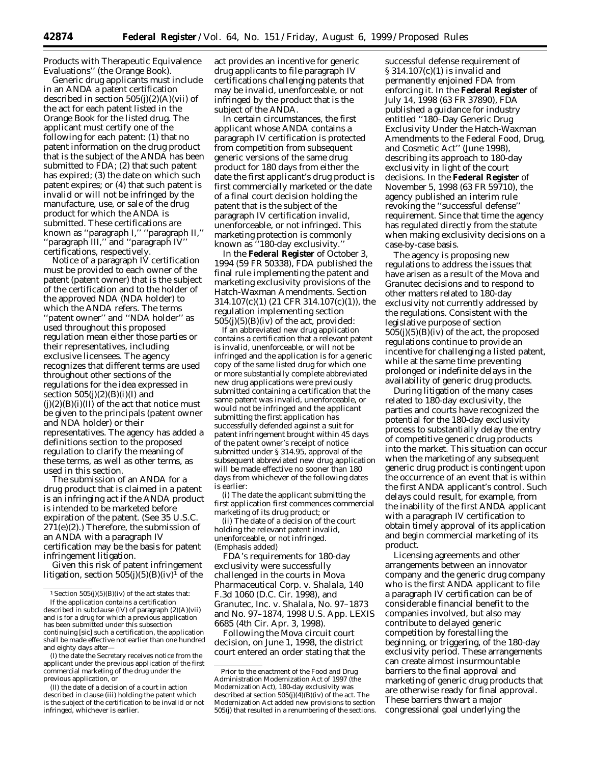Products with Therapeutic Equivalence Evaluations'' (the Orange Book).

Generic drug applicants must include in an ANDA a patent certification described in section 505(j)(2)(A)(vii) of the act for each patent listed in the Orange Book for the listed drug. The applicant must certify one of the following for each patent: (1) that no patent information on the drug product that is the subject of the ANDA has been submitted to FDA; (2) that such patent has expired; (3) the date on which such patent expires; or (4) that such patent is invalid or will not be infringed by the manufacture, use, or sale of the drug product for which the ANDA is submitted. These certifications are known as ''paragraph I,'' ''paragraph II,'' ''paragraph III,'' and ''paragraph IV'' certifications, respectively.

Notice of a paragraph IV certification must be provided to each owner of the patent (patent owner) that is the subject of the certification and to the holder of the approved NDA (NDA holder) to which the ANDA refers. The terms ''patent owner'' and ''NDA holder'' as used throughout this proposed regulation mean either those parties or their representatives, including exclusive licensees. The agency recognizes that different terms are used throughout other sections of the regulations for the idea expressed in section 505(j)(2)(B)(i)(I) and (j)(2)(B)(i)(II) of the act that notice must be given to the principals (patent owner and NDA holder) or their representatives. The agency has added a definitions section to the proposed regulation to clarify the meaning of these terms, as well as other terms, as used in this section.

The submission of an ANDA for a drug product that is claimed in a patent is an infringing act if the ANDA product is intended to be marketed before expiration of the patent. (See 35 U.S.C. 271(e)(2).) Therefore, the submission of an ANDA with a paragraph IV certification may be the basis for patent infringement litigation.

Given this risk of patent infringement litigation, section 505(j)(5)(B)(iv)[1] of the act provides an incentive for generic drug applicants to file paragraph IV certifications challenging patents that may be invalid, unenforceable, or not infringed by the product that is the subject of the ANDA.

In certain circumstances, the first applicant whose ANDA contains a paragraph IV certification is protected from competition from subsequent generic versions of the same drug product for 180 days from either the date the first applicant's drug product is first commercially marketed or the date of a final court decision holding the patent that is the subject of the paragraph IV certification invalid, unenforceable, or not infringed. This marketing protection is commonly known as ''180-day exclusivity.''

In the **Federal Register** of October 3, 1994 (59 FR 50338), FDA published the final rule implementing the patent and marketing exclusivity provisions of the Hatch-Waxman Amendments. Section 314.107(c)(1) (21 CFR 314.107(c)(1)), the regulation implementing section 505(j)(5)(B)(iv) of the act, provided:

If an abbreviated new drug application contains a certification that a relevant patent is invalid, unenforceable, or will not be infringed and the application is for a generic copy of the same listed drug for which one or more substantially complete abbreviated new drug applications were previously submitted containing a certification that the same patent was invalid, unenforceable, or would not be infringed *and the applicant submitting the first application has successfully defended against a suit for patent infringement brought within 45 days of the patent owner's receipt of notice submitted under § 314.95,* approval of the subsequent abbreviated new drug application will be made effective no sooner than 180 days from whichever of the following dates is earlier:

(i) The date the applicant submitting the first application first commences commercial marketing of its drug product; or

(ii) The date of a decision of the court holding the relevant patent invalid, unenforceable, or not infringed. (Emphasis added)

FDA's requirements for 180-day exclusivity were successfully challenged in the courts in *Mova Pharmaceutical Corp.* v. *Shalala,* 140 F.3d 1060 (D.C. Cir. 1998), and *Granutec, Inc.* v. *Shalala,* No. 97–1873 and No. 97–1874, 1998 U.S. App. LEXIS 6685 (4th Cir. Apr. 3, 1998).

Following the *Mova* circuit court decision, on June 1, 1998, the district court entered an order stating that the successful defense requirement of § 314.107(c)(1) is invalid and permanently enjoined FDA from enforcing it. In the **Federal Register** of July 14, 1998 (63 FR 37890), FDA published a guidance for industry entitled ''180–Day Generic Drug Exclusivity Under the Hatch-Waxman Amendments to the Federal Food, Drug, and Cosmetic Act'' (June 1998), describing its approach to 180-day exclusivity in light of the court decisions. In the **Federal Register** of November 5, 1998 (63 FR 59710), the agency published an interim rule revoking the ''successful defense'' requirement. Since that time the agency has regulated directly from the statute when making exclusivity decisions on a case-by-case basis.

The agency is proposing new regulations to address the issues that have arisen as a result of the *Mova* and *Granutec* decisions and to respond to other matters related to 180-day exclusivity not currently addressed by the regulations. Consistent with the legislative purpose of section 505(j)(5)(B)(iv) of the act, the proposed regulations continue to provide an incentive for challenging a listed patent, while at the same time preventing prolonged or indefinite delays in the availability of generic drug products.

During litigation of the many cases related to 180-day exclusivity, the parties and courts have recognized the potential for the 180-day exclusivity process to substantially delay the entry of competitive generic drug products into the market. This situation can occur when the marketing of any subsequent generic drug product is contingent upon the occurrence of an event that is within the first ANDA applicant's control. Such delays could result, for example, from the inability of the first ANDA applicant with a paragraph IV certification to obtain timely approval of its application and begin commercial marketing of its product.

Licensing agreements and other arrangements between an innovator company and the generic drug company who is the first ANDA applicant to file a paragraph IV certification can be of considerable financial benefit to the companies involved, but also may contribute to delayed generic competition by forestalling the beginning, or triggering, of the 180-day exclusivity period. These arrangements can create almost insurmountable barriers to the final approval and marketing of generic drug products that are otherwise ready for final approval. These barriers thwart a major congressional goal underlying the

---

[1] Section 505(j)(5)(B)(iv) of the act states that:

If the application contains a certification described in subclause (IV) of paragraph (2)(A)(vii) and is for a drug for which a previous application has been submitted under this subsection continuing [sic] such a certification, the application shall be made effective not earlier than one hundred and eighty days after—

(I) the date the Secretary receives notice from the applicant under the previous application of the first commercial marketing of the drug under the previous application, or

(II) the date of a decision of a court in action described in clause (iii) holding the patent which is the subject of the certification to be invalid or not infringed, whichever is earlier.

Prior to the enactment of the Food and Drug Administration Modernization Act of 1997 (the Modernization Act), 180-day exclusivity was described at section 505(j)(4)(B)(iv) of the act. The Modernization Act added new provisions to section 505(j) that resulted in a renumbering of the sections.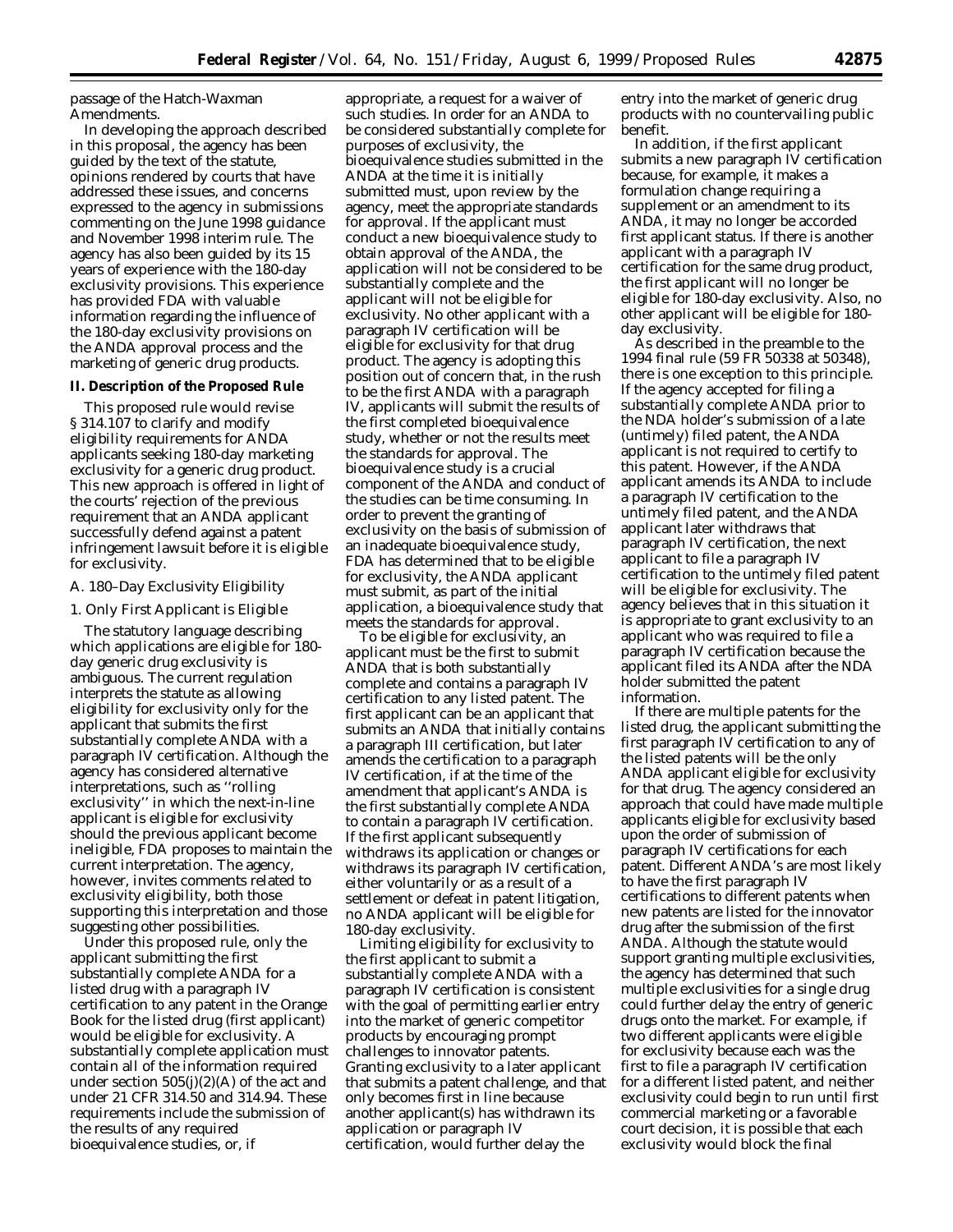passage of the Hatch-Waxman Amendments.

In developing the approach described in this proposal, the agency has been guided by the text of the statute, opinions rendered by courts that have addressed these issues, and concerns expressed to the agency in submissions commenting on the June 1998 guidance and November 1998 interim rule. The agency has also been guided by its 15 years of experience with the 180-day exclusivity provisions. This experience has provided FDA with valuable information regarding the influence of the 180-day exclusivity provisions on the ANDA approval process and the marketing of generic drug products.

## II. Description of the Proposed Rule

This proposed rule would revise § 314.107 to clarify and modify eligibility requirements for ANDA applicants seeking 180-day marketing exclusivity for a generic drug product. This new approach is offered in light of the courts' rejection of the previous requirement that an ANDA applicant successfully defend against a patent infringement lawsuit before it is eligible for exclusivity.

### A. 180–Day Exclusivity Eligibility

#### 1. Only First Applicant is Eligible

The statutory language describing which applications are eligible for 180-day generic drug exclusivity is ambiguous. The current regulation interprets the statute as allowing eligibility for exclusivity only for the applicant that submits the first substantially complete ANDA with a paragraph IV certification. Although the agency has considered alternative interpretations, such as ''rolling exclusivity'' in which the next-in-line applicant is eligible for exclusivity should the previous applicant become ineligible, FDA proposes to maintain the current interpretation. The agency, however, invites comments related to exclusivity eligibility, both those supporting this interpretation and those suggesting other possibilities.

Under this proposed rule, only the applicant submitting the first substantially complete ANDA for a listed drug with a paragraph IV certification to any patent in the Orange Book for the listed drug (first applicant) would be eligible for exclusivity. A substantially complete application must contain all of the information required under section 505(j)(2)(A) of the act and under 21 CFR 314.50 and 314.94. These requirements include the submission of the results of any required bioequivalence studies, or, if appropriate, a request for a waiver of such studies. In order for an ANDA to be considered substantially complete for purposes of exclusivity, the bioequivalence studies submitted in the ANDA at the time it is initially submitted must, upon review by the agency, meet the appropriate standards for approval. If the applicant must conduct a new bioequivalence study to obtain approval of the ANDA, the application will not be considered to be substantially complete and the applicant will not be eligible for exclusivity. No other applicant with a paragraph IV certification will be eligible for exclusivity for that drug product. The agency is adopting this position out of concern that, in the rush to be the first ANDA with a paragraph IV, applicants will submit the results of the first completed bioequivalence study, whether or not the results meet the standards for approval. The bioequivalence study is a crucial component of the ANDA and conduct of the studies can be time consuming. In order to prevent the granting of exclusivity on the basis of submission of an inadequate bioequivalence study, FDA has determined that to be eligible for exclusivity, the ANDA applicant must submit, as part of the initial application, a bioequivalence study that meets the standards for approval.

To be eligible for exclusivity, an applicant must be the first to submit ANDA that is both substantially complete and contains a paragraph IV certification to any listed patent. The first applicant can be an applicant that submits an ANDA that initially contains a paragraph III certification, but later amends the certification to a paragraph IV certification, if at the time of the amendment that applicant's ANDA is the first substantially complete ANDA to contain a paragraph IV certification. If the first applicant subsequently withdraws its application or changes or withdraws its paragraph IV certification, either voluntarily or as a result of a settlement or defeat in patent litigation, no ANDA applicant will be eligible for 180-day exclusivity.

Limiting eligibility for exclusivity to the first applicant to submit a substantially complete ANDA with a paragraph IV certification is consistent with the goal of permitting earlier entry into the market of generic competitor products by encouraging prompt challenges to innovator patents. Granting exclusivity to a later applicant that submits a patent challenge, and that only becomes first in line because another applicant(s) has withdrawn its application or paragraph IV certification, would further delay the entry into the market of generic drug products with no countervailing public benefit.

In addition, if the first applicant submits a new paragraph IV certification because, for example, it makes a formulation change requiring a supplement or an amendment to its ANDA, it may no longer be accorded first applicant status. If there is another applicant with a paragraph IV certification for the same drug product, the first applicant will no longer be eligible for 180-day exclusivity. Also, no other applicant will be eligible for 180-day exclusivity.

As described in the preamble to the 1994 final rule (59 FR 50338 at 50348), there is one exception to this principle. If the agency accepted for filing a substantially complete ANDA prior to the NDA holder's submission of a late (untimely) filed patent, the ANDA applicant is not required to certify to this patent. However, if the ANDA applicant amends its ANDA to include a paragraph IV certification to the untimely filed patent, and the ANDA applicant later withdraws that paragraph IV certification, the next applicant to file a paragraph IV certification to the untimely filed patent will be eligible for exclusivity. The agency believes that in this situation it is appropriate to grant exclusivity to an applicant who was required to file a paragraph IV certification because the applicant filed its ANDA after the NDA holder submitted the patent information.

If there are multiple patents for the listed drug, the applicant submitting the first paragraph IV certification to any of the listed patents will be the only ANDA applicant eligible for exclusivity for that drug. The agency considered an approach that could have made multiple applicants eligible for exclusivity based upon the order of submission of paragraph IV certifications for each patent. Different ANDA's are most likely to have the first paragraph IV certifications to different patents when new patents are listed for the innovator drug after the submission of the first ANDA. Although the statute would support granting multiple exclusivities, the agency has determined that such multiple exclusivities for a single drug could further delay the entry of generic drugs onto the market. For example, if two different applicants were eligible for exclusivity because each was the first to file a paragraph IV certification for a different listed patent, and neither exclusivity could begin to run until first commercial marketing or a favorable court decision, it is possible that each exclusivity would block the final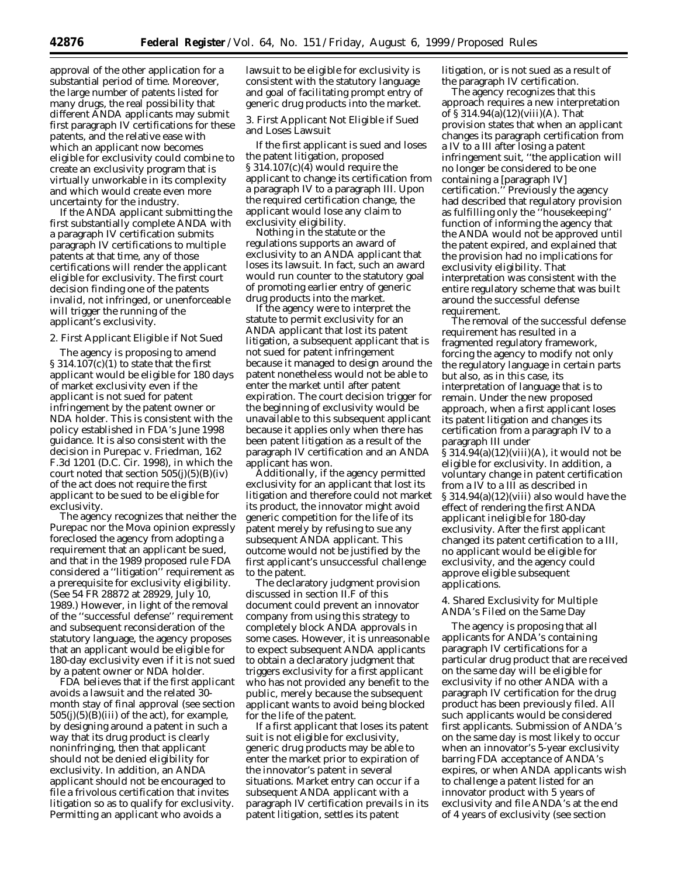approval of the other application for a substantial period of time. Moreover, the large number of patents listed for many drugs, the real possibility that different ANDA applicants may submit first paragraph IV certifications for these patents, and the relative ease with which an applicant now becomes eligible for exclusivity could combine to create an exclusivity program that is virtually unworkable in its complexity and which would create even more uncertainty for the industry.

If the ANDA applicant submitting the first substantially complete ANDA with a paragraph IV certification submits paragraph IV certifications to multiple patents at that time, any of those certifications will render the applicant eligible for exclusivity. The first court decision finding one of the patents invalid, not infringed, or unenforceable will trigger the running of the applicant's exclusivity.

2. First Applicant Eligible if Not Sued

The agency is proposing to amend § 314.107(c)(1) to state that the first applicant would be eligible for 180 days of market exclusivity even if the applicant is not sued for patent infringement by the patent owner or NDA holder. This is consistent with the policy established in FDA's June 1998 guidance. It is also consistent with the decision in *Purepac* v. *Friedman*, 162 F.3d 1201 (D.C. Cir. 1998), in which the court noted that section 505(j)(5)(B)(iv) of the act does not require the first applicant to be sued to be eligible for exclusivity.

The agency recognizes that neither the *Purepac* nor the *Mova* opinion expressly foreclosed the agency from adopting a requirement that an applicant be sued, and that in the 1989 proposed rule FDA considered a "litigation" requirement as a prerequisite for exclusivity eligibility. (See 54 FR 28872 at 28929, July 10, 1989.) However, in light of the removal of the "successful defense" requirement and subsequent reconsideration of the statutory language, the agency proposes that an applicant would be eligible for 180-day exclusivity even if it is not sued by a patent owner or NDA holder.

FDA believes that if the first applicant avoids a lawsuit and the related 30-month stay of final approval (see section 505(j)(5)(B)(iii) of the act), for example, by designing around a patent in such a way that its drug product is clearly noninfringing, then that applicant should not be denied eligibility for exclusivity. In addition, an ANDA applicant should not be encouraged to file a frivolous certification that invites litigation so as to qualify for exclusivity. Permitting an applicant who avoids a lawsuit to be eligible for exclusivity is consistent with the statutory language and goal of facilitating prompt entry of generic drug products into the market.

3. First Applicant Not Eligible if Sued and Loses Lawsuit

If the first applicant is sued and loses the patent litigation, proposed § 314.107(c)(4) would require the applicant to change its certification from a paragraph IV to a paragraph III. Upon the required certification change, the applicant would lose any claim to exclusivity eligibility.

Nothing in the statute or the regulations supports an award of exclusivity to an ANDA applicant that loses its lawsuit. In fact, such an award would run counter to the statutory goal of promoting earlier entry of generic drug products into the market.

If the agency were to interpret the statute to permit exclusivity for an ANDA applicant that lost its patent litigation, a subsequent applicant that is not sued for patent infringement because it managed to design around the patent nonetheless would not be able to enter the market until after patent expiration. The court decision trigger for the beginning of exclusivity would be unavailable to this subsequent applicant because it applies only when there has been patent litigation as a result of the paragraph IV certification and an ANDA applicant has won.

Additionally, if the agency permitted exclusivity for an applicant that lost its litigation and therefore could not market its product, the innovator might avoid generic competition for the life of its patent merely by refusing to sue any subsequent ANDA applicant. This outcome would not be justified by the first applicant's unsuccessful challenge to the patent.

The declaratory judgment provision discussed in section II.F of this document could prevent an innovator company from using this strategy to completely block ANDA approvals in some cases. However, it is unreasonable to expect subsequent ANDA applicants to obtain a declaratory judgment that triggers exclusivity for a first applicant who has not provided any benefit to the public, merely because the subsequent applicant wants to avoid being blocked for the life of the patent.

If a first applicant that loses its patent suit is not eligible for exclusivity, generic drug products may be able to enter the market prior to expiration of the innovator's patent in several situations. Market entry can occur if a subsequent ANDA applicant with a paragraph IV certification prevails in its patent litigation, settles its patent litigation, or is not sued as a result of the paragraph IV certification.

The agency recognizes that this approach requires a new interpretation of § 314.94(a)(12)(viii)(A). That provision states that when an applicant changes its paragraph certification from a IV to a III after losing a patent infringement suit, "the application will no longer be considered to be one containing a [paragraph IV] certification." Previously the agency had described that regulatory provision as fulfilling only the "housekeeping" function of informing the agency that the ANDA would not be approved until the patent expired, and explained that the provision had no implications for exclusivity eligibility. That interpretation was consistent with the entire regulatory scheme that was built around the successful defense requirement.

The removal of the successful defense requirement has resulted in a fragmented regulatory framework, forcing the agency to modify not only the regulatory language in certain parts but also, as in this case, its interpretation of language that is to remain. Under the new proposed approach, when a first applicant loses its patent litigation and changes its certification from a paragraph IV to a paragraph III under § 314.94(a)(12)(viii)(A), it would not be eligible for exclusivity. In addition, a voluntary change in patent certification from a IV to a III as described in § 314.94(a)(12)(viii) also would have the effect of rendering the first ANDA applicant ineligible for 180-day exclusivity. After the first applicant changed its patent certification to a III, no applicant would be eligible for exclusivity, and the agency could approve eligible subsequent applications.

4. Shared Exclusivity for Multiple ANDA's Filed on the Same Day

The agency is proposing that all applicants for ANDA's containing paragraph IV certifications for a particular drug product that are received on the same day will be eligible for exclusivity if no other ANDA with a paragraph IV certification for the drug product has been previously filed. All such applicants would be considered first applicants. Submission of ANDA's on the same day is most likely to occur when an innovator's 5-year exclusivity barring FDA acceptance of ANDA's expires, or when ANDA applicants wish to challenge a patent listed for an innovator product with 5 years of exclusivity and file ANDA's at the end of 4 years of exclusivity (see section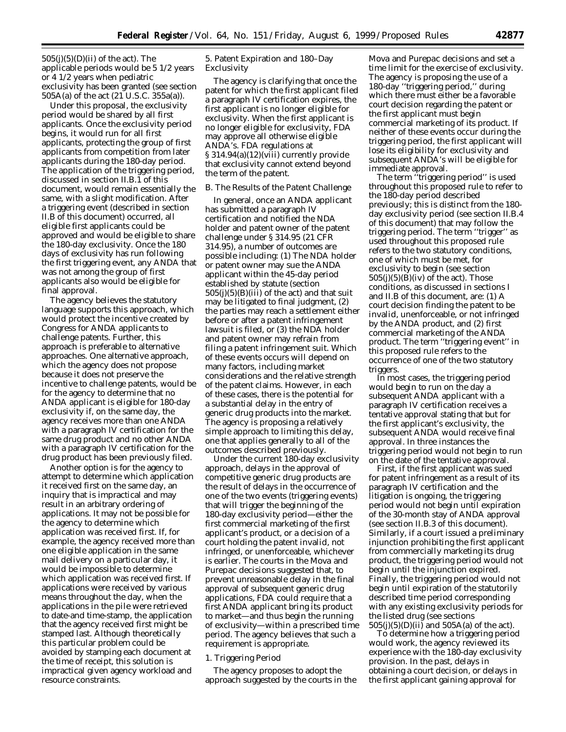505(j)(5)(D)(ii) of the act). The applicable periods would be 5 1/2 years or 4 1/2 years when pediatric exclusivity has been granted (see section 505A(a) of the act (21 U.S.C. 355a(a)).

Under this proposal, the exclusivity period would be shared by all first applicants. Once the exclusivity period begins, it would run for all first applicants, protecting the group of first applicants from competition from later applicants during the 180-day period. The application of the triggering period, discussed in section II.B.1 of this document, would remain essentially the same, with a slight modification. After a triggering event (described in section II.B of this document) occurred, all eligible first applicants could be approved and would be eligible to share the 180-day exclusivity. Once the 180 days of exclusivity has run following the first triggering event, any ANDA that was not among the group of first applicants also would be eligible for final approval.

The agency believes the statutory language supports this approach, which would protect the incentive created by Congress for ANDA applicants to challenge patents. Further, this approach is preferable to alternative approaches. One alternative approach, which the agency does not propose because it does not preserve the incentive to challenge patents, would be for the agency to determine that no ANDA applicant is eligible for 180-day exclusivity if, on the same day, the agency receives more than one ANDA with a paragraph IV certification for the same drug product and no other ANDA with a paragraph IV certification for the drug product has been previously filed.

Another option is for the agency to attempt to determine which application it received first on the same day, an inquiry that is impractical and may result in an arbitrary ordering of applications. It may not be possible for the agency to determine which application was received first. If, for example, the agency received more than one eligible application in the same mail delivery on a particular day, it would be impossible to determine which application was received first. If applications were received by various means throughout the day, when the applications in the pile were retrieved to date-and time-stamp, the application that the agency received first might be stamped last. Although theoretically this particular problem could be avoided by stamping each document at the time of receipt, this solution is impractical given agency workload and resource constraints.

### 5. Patent Expiration and 180–Day Exclusivity

The agency is clarifying that once the patent for which the first applicant filed a paragraph IV certification expires, the first applicant is no longer eligible for exclusivity. When the first applicant is no longer eligible for exclusivity, FDA may approve all otherwise eligible ANDA's. FDA regulations at § 314.94(a)(12)(viii) currently provide that exclusivity cannot extend beyond the term of the patent.

## *B. The Results of the Patent Challenge*

In general, once an ANDA applicant has submitted a paragraph IV certification and notified the NDA holder and patent owner of the patent challenge under § 314.95 (21 CFR 314.95), a number of outcomes are possible including: (1) The NDA holder or patent owner may sue the ANDA applicant within the 45-day period established by statute (section 505(j)(5)(B)(iii) of the act) and that suit may be litigated to final judgment, (2) the parties may reach a settlement either before or after a patent infringement lawsuit is filed, or (3) the NDA holder and patent owner may refrain from filing a patent infringement suit. Which of these events occurs will depend on many factors, including market considerations and the relative strength of the patent claims. However, in each of these cases, there is the potential for a substantial delay in the entry of generic drug products into the market. The agency is proposing a relatively simple approach to limiting this delay, one that applies generally to all of the outcomes described previously.

Under the current 180-day exclusivity approach, delays in the approval of competitive generic drug products are the result of delays in the occurrence of one of the two events (triggering events) that will trigger the beginning of the 180-day exclusivity period—either the first commercial marketing of the first applicant's product, or a decision of a court holding the patent invalid, not infringed, or unenforceable, whichever is earlier. The courts in the *Mova* and *Purepac* decisions suggested that, to prevent unreasonable delay in the final approval of subsequent generic drug applications, FDA could require that a first ANDA applicant bring its product to market—and thus begin the running of exclusivity—within a prescribed time period. The agency believes that such a requirement is appropriate.

### 1. Triggering Period

The agency proposes to adopt the approach suggested by the courts in the *Mova* and *Purepac* decisions and set a time limit for the exercise of exclusivity. The agency is proposing the use of a 180-day "triggering period," during which there must either be a favorable court decision regarding the patent or the first applicant must begin commercial marketing of its product. If neither of these events occur during the triggering period, the first applicant will lose its eligibility for exclusivity and subsequent ANDA's will be eligible for immediate approval.

The term "triggering period" is used throughout this proposed rule to refer to the 180-day period described previously; this is distinct from the 180-day exclusivity period (see section II.B.4 of this document) that may follow the triggering period. The term "trigger" as used throughout this proposed rule refers to the two statutory conditions, one of which must be met, for exclusivity to begin (see section 505(j)(5)(B)(iv) of the act). Those conditions, as discussed in sections I and II.B of this document, are: (1) A court decision finding the patent to be invalid, unenforceable, or not infringed by the ANDA product, and (2) first commercial marketing of the ANDA product. The term "triggering event" in this proposed rule refers to the occurrence of one of the two statutory triggers.

In most cases, the triggering period would begin to run on the day a subsequent ANDA applicant with a paragraph IV certification receives a tentative approval stating that but for the first applicant's exclusivity, the subsequent ANDA would receive final approval. In three instances the triggering period would not begin to run on the date of the tentative approval.

First, if the first applicant was sued for patent infringement as a result of its paragraph IV certification and the litigation is ongoing, the triggering period would not begin until expiration of the 30-month stay of ANDA approval (see section II.B.3 of this document). Similarly, if a court issued a preliminary injunction prohibiting the first applicant from commercially marketing its drug product, the triggering period would not begin until the injunction expired. Finally, the triggering period would not begin until expiration of the statutorily described time period corresponding with any existing exclusivity periods for the listed drug (see sections 505(j)(5)(D)(ii) and 505A(a) of the act).

To determine how a triggering period would work, the agency reviewed its experience with the 180-day exclusivity provision. In the past, delays in obtaining a court decision, or delays in the first applicant gaining approval for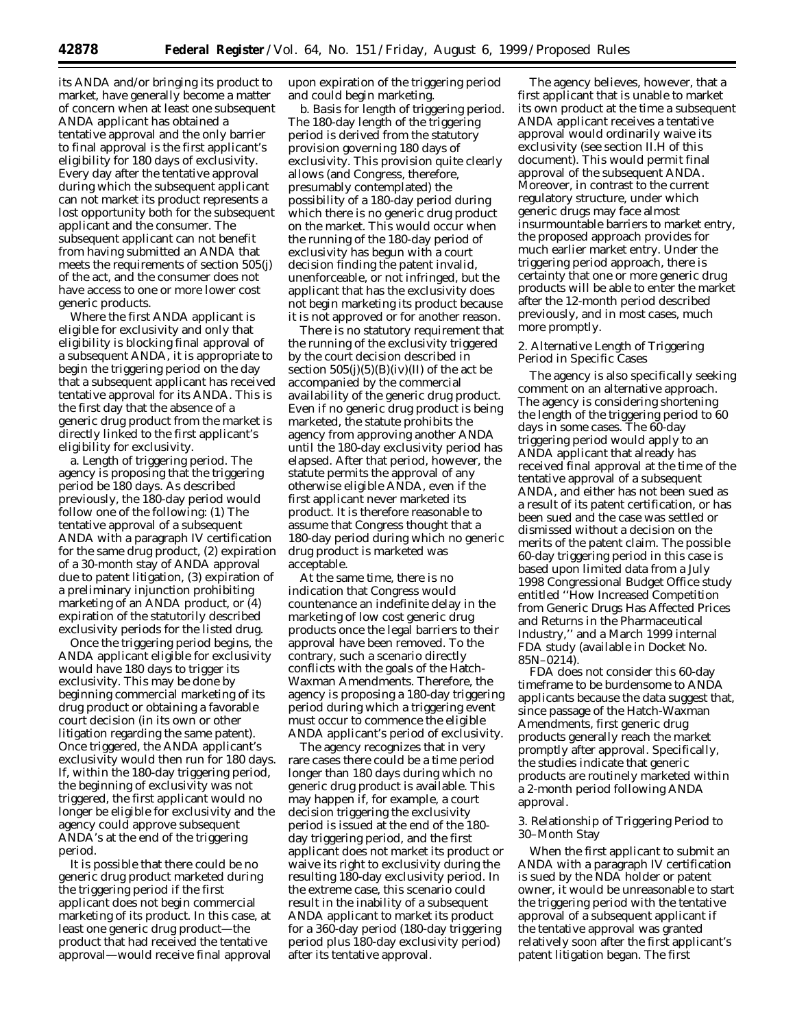its ANDA and/or bringing its product to market, have generally become a matter of concern when at least one subsequent ANDA applicant has obtained a tentative approval and the only barrier to final approval is the first applicant's eligibility for 180 days of exclusivity. Every day after the tentative approval during which the subsequent applicant can not market its product represents a lost opportunity both for the subsequent applicant and the consumer. The subsequent applicant can not benefit from having submitted an ANDA that meets the requirements of section 505(j) of the act, and the consumer does not have access to one or more lower cost generic products.

Where the first ANDA applicant is eligible for exclusivity and only that eligibility is blocking final approval of a subsequent ANDA, it is appropriate to begin the triggering period on the day that a subsequent applicant has received tentative approval for its ANDA. This is the first day that the absence of a generic drug product from the market is directly linked to the first applicant's eligibility for exclusivity.

a. *Length of triggering period.* The agency is proposing that the triggering period be 180 days. As described previously, the 180-day period would follow one of the following: (1) The tentative approval of a subsequent ANDA with a paragraph IV certification for the same drug product, (2) expiration of a 30-month stay of ANDA approval due to patent litigation, (3) expiration of a preliminary injunction prohibiting marketing of an ANDA product, or (4) expiration of the statutorily described exclusivity periods for the listed drug.

Once the triggering period begins, the ANDA applicant eligible for exclusivity would have 180 days to trigger its exclusivity. This may be done by beginning commercial marketing of its drug product or obtaining a favorable court decision (in its own or other litigation regarding the same patent). Once triggered, the ANDA applicant's exclusivity would then run for 180 days. If, within the 180-day triggering period, the beginning of exclusivity was not triggered, the first applicant would no longer be eligible for exclusivity and the agency could approve subsequent ANDA's at the end of the triggering period.

It is possible that there could be no generic drug product marketed during the triggering period if the first applicant does not begin commercial marketing of its product. In this case, at least one generic drug product—the product that had received the tentative approval—would receive final approval upon expiration of the triggering period and could begin marketing.

b. *Basis for length of triggering period.* The 180-day length of the triggering period is derived from the statutory provision governing 180 days of exclusivity. This provision quite clearly allows (and Congress, therefore, presumably contemplated) the possibility of a 180-day period during which there is no generic drug product on the market. This would occur when the running of the 180-day period of exclusivity has begun with a court decision finding the patent invalid, unenforceable, or not infringed, but the applicant that has the exclusivity does not begin marketing its product because it is not approved or for another reason.

There is no statutory requirement that the running of the exclusivity triggered by the court decision described in section 505(j)(5)(B)(iv)(II) of the act be accompanied by the commercial availability of the generic drug product. Even if no generic drug product is being marketed, the statute prohibits the agency from approving another ANDA until the 180-day exclusivity period has elapsed. After that period, however, the statute permits the approval of any otherwise eligible ANDA, even if the first applicant never marketed its product. It is therefore reasonable to assume that Congress thought that a 180-day period during which no generic drug product is marketed was acceptable.

At the same time, there is no indication that Congress would countenance an indefinite delay in the marketing of low cost generic drug products once the legal barriers to their approval have been removed. To the contrary, such a scenario directly conflicts with the goals of the Hatch-Waxman Amendments. Therefore, the agency is proposing a 180-day triggering period during which a triggering event must occur to commence the eligible ANDA applicant's period of exclusivity.

The agency recognizes that in very rare cases there could be a time period longer than 180 days during which no generic drug product is available. This may happen if, for example, a court decision triggering the exclusivity period is issued at the end of the 180-day triggering period, and the first applicant does not market its product or waive its right to exclusivity during the resulting 180-day exclusivity period. In the extreme case, this scenario could result in the inability of a subsequent ANDA applicant to market its product for a 360-day period (180-day triggering period plus 180-day exclusivity period) after its tentative approval.

The agency believes, however, that a first applicant that is unable to market its own product at the time a subsequent ANDA applicant receives a tentative approval would ordinarily waive its exclusivity (see section II.H of this document). This would permit final approval of the subsequent ANDA. Moreover, in contrast to the current regulatory structure, under which generic drugs may face almost insurmountable barriers to market entry, the proposed approach provides for much earlier market entry. Under the triggering period approach, there is certainty that one or more generic drug products will be able to enter the market after the 12-month period described previously, and in most cases, much more promptly.

2. Alternative Length of Triggering Period in Specific Cases

The agency is also specifically seeking comment on an alternative approach. The agency is considering shortening the length of the triggering period to 60 days in some cases. The 60-day triggering period would apply to an ANDA applicant that already has received final approval at the time of the tentative approval of a subsequent ANDA, and either has not been sued as a result of its patent certification, or has been sued and the case was settled or dismissed without a decision on the merits of the patent claim. The possible 60-day triggering period in this case is based upon limited data from a July 1998 Congressional Budget Office study entitled ''How Increased Competition from Generic Drugs Has Affected Prices and Returns in the Pharmaceutical Industry,'' and a March 1999 internal FDA study (available in Docket No. 85N–0214).

FDA does not consider this 60-day timeframe to be burdensome to ANDA applicants because the data suggest that, since passage of the Hatch-Waxman Amendments, first generic drug products generally reach the market promptly after approval. Specifically, the studies indicate that generic products are routinely marketed within a 2-month period following ANDA approval.

3. Relationship of Triggering Period to 30–Month Stay

When the first applicant to submit an ANDA with a paragraph IV certification is sued by the NDA holder or patent owner, it would be unreasonable to start the triggering period with the tentative approval of a subsequent applicant if the tentative approval was granted relatively soon after the first applicant's patent litigation began. The first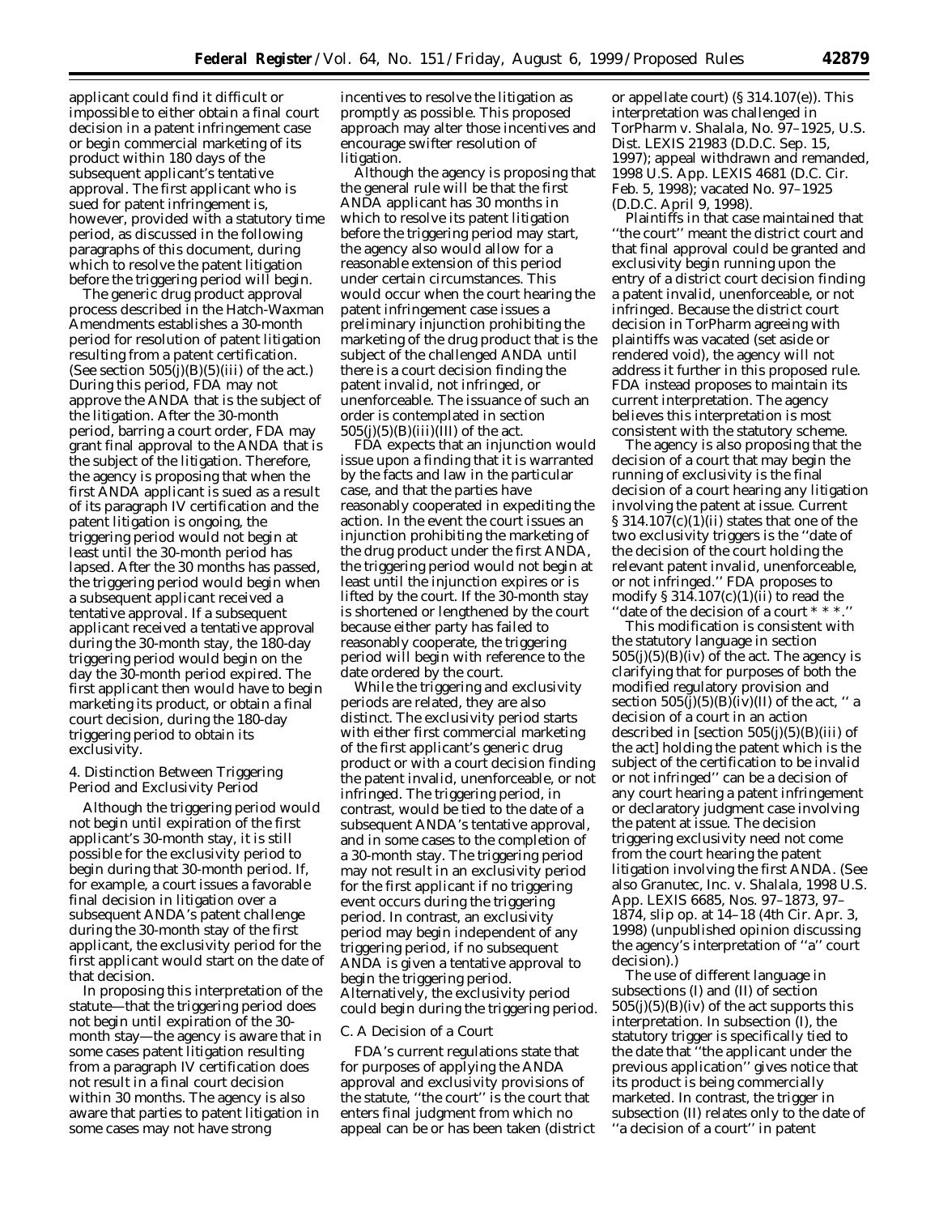applicant could find it difficult or impossible to either obtain a final court decision in a patent infringement case or begin commercial marketing of its product within 180 days of the subsequent applicant's tentative approval. The first applicant who is sued for patent infringement is, however, provided with a statutory time period, as discussed in the following paragraphs of this document, during which to resolve the patent litigation before the triggering period will begin.

The generic drug product approval process described in the Hatch-Waxman Amendments establishes a 30-month period for resolution of patent litigation resulting from a patent certification. (See section 505(j)(B)(5)(iii) of the act.) During this period, FDA may not approve the ANDA that is the subject of the litigation. After the 30-month period, barring a court order, FDA may grant final approval to the ANDA that is the subject of the litigation. Therefore, the agency is proposing that when the first ANDA applicant is sued as a result of its paragraph IV certification and the patent litigation is ongoing, the triggering period would not begin at least until the 30-month period has lapsed. After the 30 months has passed, the triggering period would begin when a subsequent applicant received a tentative approval. If a subsequent applicant received a tentative approval during the 30-month stay, the 180-day triggering period would begin on the day the 30-month period expired. The first applicant then would have to begin marketing its product, or obtain a final court decision, during the 180-day triggering period to obtain its exclusivity.

### 4. Distinction Between Triggering Period and Exclusivity Period

Although the triggering period would not begin until expiration of the first applicant's 30-month stay, it is still possible for the exclusivity period to begin during that 30-month period. If, for example, a court issues a favorable final decision in litigation over a subsequent ANDA's patent challenge during the 30-month stay of the first applicant, the exclusivity period for the first applicant would start on the date of that decision.

In proposing this interpretation of the statute—that the triggering period does not begin until expiration of the 30-month stay—the agency is aware that in some cases patent litigation resulting from a paragraph IV certification does not result in a final court decision within 30 months. The agency is also aware that parties to patent litigation in some cases may not have strong incentives to resolve the litigation as promptly as possible. This proposed approach may alter those incentives and encourage swifter resolution of litigation.

Although the agency is proposing that the general rule will be that the first ANDA applicant has 30 months in which to resolve its patent litigation before the triggering period may start, the agency also would allow for a reasonable extension of this period under certain circumstances. This would occur when the court hearing the patent infringement case issues a preliminary injunction prohibiting the marketing of the drug product that is the subject of the challenged ANDA until there is a court decision finding the patent invalid, not infringed, or unenforceable. The issuance of such an order is contemplated in section 505(j)(5)(B)(iii)(III) of the act.

FDA expects that an injunction would issue upon a finding that it is warranted by the facts and law in the particular case, and that the parties have reasonably cooperated in expediting the action. In the event the court issues an injunction prohibiting the marketing of the drug product under the first ANDA, the triggering period would not begin at least until the injunction expires or is lifted by the court. If the 30-month stay is shortened or lengthened by the court because either party has failed to reasonably cooperate, the triggering period will begin with reference to the date ordered by the court.

While the triggering and exclusivity periods are related, they are also distinct. The exclusivity period starts with either first commercial marketing of the first applicant's generic drug product or with a court decision finding the patent invalid, unenforceable, or not infringed. The triggering period, in contrast, would be tied to the date of a subsequent ANDA's tentative approval, and in some cases to the completion of a 30-month stay. The triggering period may not result in an exclusivity period for the first applicant if no triggering event occurs during the triggering period. In contrast, an exclusivity period may begin independent of any triggering period, if no subsequent ANDA is given a tentative approval to begin the triggering period. Alternatively, the exclusivity period could begin during the triggering period.

### C. A Decision of a Court

FDA's current regulations state that for purposes of applying the ANDA approval and exclusivity provisions of the statute, ''the court'' is the court that enters final judgment from which no appeal can be or has been taken (district or appellate court) (§ 314.107(e)). This interpretation was challenged in *TorPharm* v. *Shalala*, No. 97–1925, U.S. Dist. LEXIS 21983 (D.D.C. Sep. 15, 1997); appeal withdrawn and remanded, 1998 U.S. App. LEXIS 4681 (D.C. Cir. Feb. 5, 1998); vacated No. 97–1925 (D.D.C. April 9, 1998).

Plaintiffs in that case maintained that ''the court'' meant the district court and that final approval could be granted and exclusivity begin running upon the entry of a district court decision finding a patent invalid, unenforceable, or not infringed. Because the district court decision in *TorPharm* agreeing with plaintiffs was vacated (set aside or rendered void), the agency will not address it further in this proposed rule. FDA instead proposes to maintain its current interpretation. The agency believes this interpretation is most consistent with the statutory scheme.

The agency is also proposing that the decision of a court that may begin the running of exclusivity is the final decision of a court hearing any litigation involving the patent at issue. Current § 314.107(c)(1)(ii) states that one of the two exclusivity triggers is the ''date of the decision of the court holding the relevant patent invalid, unenforceable, or not infringed.'' FDA proposes to modify § 314.107(c)(1)(ii) to read the ''date of the decision of a court * * *.''

This modification is consistent with the statutory language in section 505(j)(5)(B)(iv) of the act. The agency is clarifying that for purposes of both the modified regulatory provision and section 505(j)(5)(B)(iv)(II) of the act, '' a decision of a court in an action described in [section 505(j)(5)(B)(iii) of the act] holding the patent which is the subject of the certification to be invalid or not infringed'' can be a decision of any court hearing a patent infringement or declaratory judgment case involving the patent at issue. The decision triggering exclusivity need not come from the court hearing the patent litigation involving the first ANDA. (See also *Granutec, Inc.* v. *Shalala*, 1998 U.S. App. LEXIS 6685, Nos. 97–1873, 97–1874, slip op. at 14–18 (4th Cir. Apr. 3, 1998) (unpublished opinion discussing the agency's interpretation of ''a'' court decision).)

The use of different language in subsections (I) and (II) of section 505(j)(5)(B)(iv) of the act supports this interpretation. In subsection (I), the statutory trigger is specifically tied to the date that ''the applicant under the previous application'' gives notice that its product is being commercially marketed. In contrast, the trigger in subsection (II) relates only to the date of ''a decision of a court'' in patent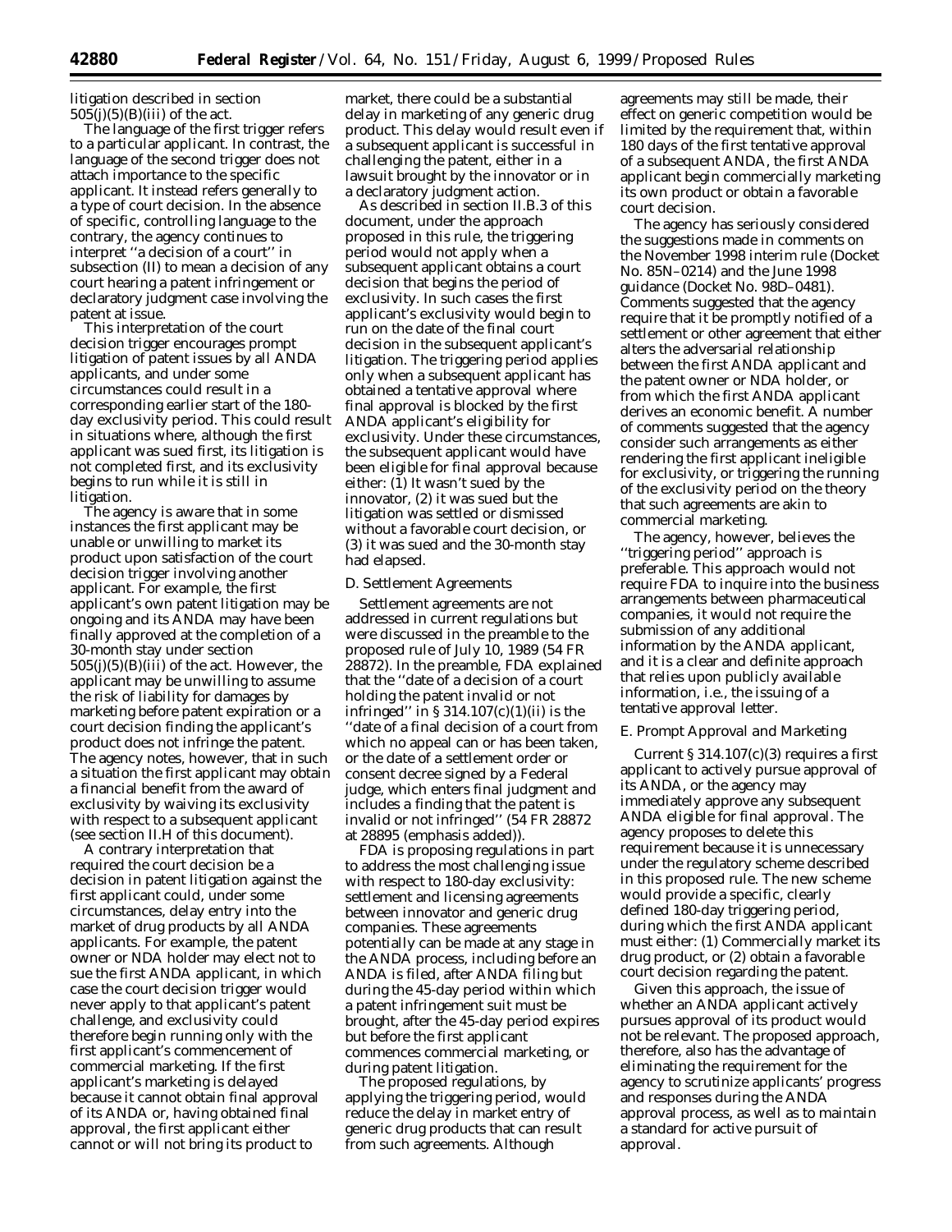litigation described in section 505(j)(5)(B)(iii) of the act.

The language of the first trigger refers to a particular applicant. In contrast, the language of the second trigger does not attach importance to the specific applicant. It instead refers generally to a type of court decision. In the absence of specific, controlling language to the contrary, the agency continues to interpret ''a decision of a court'' in subsection (II) to mean a decision of any court hearing a patent infringement or declaratory judgment case involving the patent at issue.

This interpretation of the court decision trigger encourages prompt litigation of patent issues by all ANDA applicants, and under some circumstances could result in a corresponding earlier start of the 180-day exclusivity period. This could result in situations where, although the first applicant was sued first, its litigation is not completed first, and its exclusivity begins to run while it is still in litigation.

The agency is aware that in some instances the first applicant may be unable or unwilling to market its product upon satisfaction of the court decision trigger involving another applicant. For example, the first applicant's own patent litigation may be ongoing and its ANDA may have been finally approved at the completion of a 30-month stay under section 505(j)(5)(B)(iii) of the act. However, the applicant may be unwilling to assume the risk of liability for damages by marketing before patent expiration or a court decision finding the applicant's product does not infringe the patent. The agency notes, however, that in such a situation the first applicant may obtain a financial benefit from the award of exclusivity by waiving its exclusivity with respect to a subsequent applicant (see section II.H of this document).

A contrary interpretation that required the court decision be a decision in patent litigation against the first applicant could, under some circumstances, delay entry into the market of drug products by all ANDA applicants. For example, the patent owner or NDA holder may elect not to sue the first ANDA applicant, in which case the court decision trigger would never apply to that applicant's patent challenge, and exclusivity could therefore begin running only with the first applicant's commencement of commercial marketing. If the first applicant's marketing is delayed because it cannot obtain final approval of its ANDA or, having obtained final approval, the first applicant either cannot or will not bring its product to market, there could be a substantial delay in marketing of any generic drug product. This delay would result even if a subsequent applicant is successful in challenging the patent, either in a lawsuit brought by the innovator or in a declaratory judgment action.

As described in section II.B.3 of this document, under the approach proposed in this rule, the triggering period would not apply when a subsequent applicant obtains a court decision that begins the period of exclusivity. In such cases the first applicant's exclusivity would begin to run on the date of the final court decision in the subsequent applicant's litigation. The triggering period applies only when a subsequent applicant has obtained a tentative approval where final approval is blocked by the first ANDA applicant's eligibility for exclusivity. Under these circumstances, the subsequent applicant would have been eligible for final approval because either: (1) It wasn't sued by the innovator, (2) it was sued but the litigation was settled or dismissed without a favorable court decision, or (3) it was sued and the 30-month stay had elapsed.

### D. Settlement Agreements

Settlement agreements are not addressed in current regulations but were discussed in the preamble to the proposed rule of July 10, 1989 (54 FR 28872). In the preamble, FDA explained that the ''date of a decision of a court holding the patent invalid or not infringed'' in § 314.107(c)(1)(ii) is the ''date of a final decision of a court from which no appeal can or has been taken, or the date of a settlement order or consent decree signed by a Federal judge, which enters final judgment and includes a finding that the patent is invalid or not infringed'' (54 FR 28872 at 28895 (emphasis added)).

FDA is proposing regulations in part to address the most challenging issue with respect to 180-day exclusivity: settlement and licensing agreements between innovator and generic drug companies. These agreements potentially can be made at any stage in the ANDA process, including before an ANDA is filed, after ANDA filing but during the 45-day period within which a patent infringement suit must be brought, after the 45-day period expires but before the first applicant commences commercial marketing, or during patent litigation.

The proposed regulations, by applying the triggering period, would reduce the delay in market entry of generic drug products that can result from such agreements. Although agreements may still be made, their effect on generic competition would be limited by the requirement that, within 180 days of the first tentative approval of a subsequent ANDA, the first ANDA applicant begin commercially marketing its own product or obtain a favorable court decision.

The agency has seriously considered the suggestions made in comments on the November 1998 interim rule (Docket No. 85N–0214) and the June 1998 guidance (Docket No. 98D–0481). Comments suggested that the agency require that it be promptly notified of a settlement or other agreement that either alters the adversarial relationship between the first ANDA applicant and the patent owner or NDA holder, or from which the first ANDA applicant derives an economic benefit. A number of comments suggested that the agency consider such arrangements as either rendering the first applicant ineligible for exclusivity, or triggering the running of the exclusivity period on the theory that such agreements are akin to commercial marketing.

The agency, however, believes the ''triggering period'' approach is preferable. This approach would not require FDA to inquire into the business arrangements between pharmaceutical companies, it would not require the submission of any additional information by the ANDA applicant, and it is a clear and definite approach that relies upon publicly available information, i.e., the issuing of a tentative approval letter.

### E. Prompt Approval and Marketing

Current § 314.107(c)(3) requires a first applicant to actively pursue approval of its ANDA, or the agency may immediately approve any subsequent ANDA eligible for final approval. The agency proposes to delete this requirement because it is unnecessary under the regulatory scheme described in this proposed rule. The new scheme would provide a specific, clearly defined 180-day triggering period, during which the first ANDA applicant must either: (1) Commercially market its drug product, or (2) obtain a favorable court decision regarding the patent.

Given this approach, the issue of whether an ANDA applicant actively pursues approval of its product would not be relevant. The proposed approach, therefore, also has the advantage of eliminating the requirement for the agency to scrutinize applicants' progress and responses during the ANDA approval process, as well as to maintain a standard for active pursuit of approval.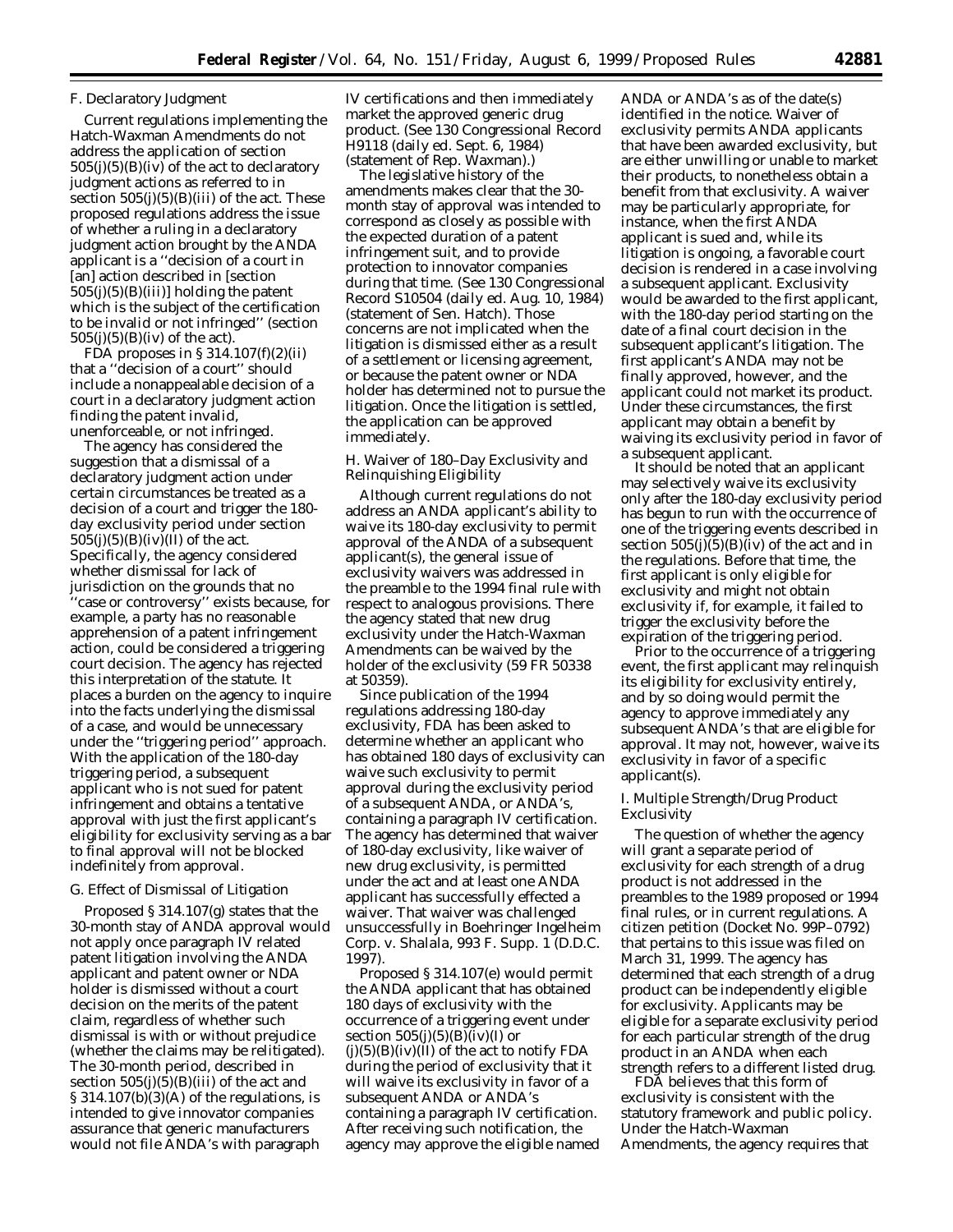### F. Declaratory Judgment

Current regulations implementing the Hatch-Waxman Amendments do not address the application of section 505(j)(5)(B)(iv) of the act to declaratory judgment actions as referred to in section 505(j)(5)(B)(iii) of the act. These proposed regulations address the issue of whether a ruling in a declaratory judgment action brought by the ANDA applicant is a ''decision of a court in [an] action described in [section 505(j)(5)(B)(iii)] holding the patent which is the subject of the certification to be invalid or not infringed'' (section 505(j)(5)(B)(iv) of the act).

FDA proposes in § 314.107(f)(2)(ii) that a ''decision of a court'' should include a nonappealable decision of a court in a declaratory judgment action finding the patent invalid, unenforceable, or not infringed.

The agency has considered the suggestion that a dismissal of a declaratory judgment action under certain circumstances be treated as a decision of a court and trigger the 180-day exclusivity period under section 505(j)(5)(B)(iv)(II) of the act. Specifically, the agency considered whether dismissal for lack of jurisdiction on the grounds that no ''case or controversy'' exists because, for example, a party has no reasonable apprehension of a patent infringement action, could be considered a triggering court decision. The agency has rejected this interpretation of the statute. It places a burden on the agency to inquire into the facts underlying the dismissal of a case, and would be unnecessary under the ''triggering period'' approach. With the application of the 180-day triggering period, a subsequent applicant who is not sued for patent infringement and obtains a tentative approval with just the first applicant's eligibility for exclusivity serving as a bar to final approval will not be blocked indefinitely from approval.

### G. Effect of Dismissal of Litigation

Proposed § 314.107(g) states that the 30-month stay of ANDA approval would not apply once paragraph IV related patent litigation involving the ANDA applicant and patent owner or NDA holder is dismissed without a court decision on the merits of the patent claim, regardless of whether such dismissal is with or without prejudice (whether the claims may be relitigated). The 30-month period, described in section 505(j)(5)(B)(iii) of the act and § 314.107(b)(3)(A) of the regulations, is intended to give innovator companies assurance that generic manufacturers would not file ANDA's with paragraph IV certifications and then immediately market the approved generic drug product. (See 130 Congressional Record H9118 (daily ed. Sept. 6, 1984) (statement of Rep. Waxman).)

The legislative history of the amendments makes clear that the 30-month stay of approval was intended to correspond as closely as possible with the expected duration of a patent infringement suit, and to provide protection to innovator companies during that time. (See 130 Congressional Record S10504 (daily ed. Aug. 10, 1984) (statement of Sen. Hatch). Those concerns are not implicated when the litigation is dismissed either as a result of a settlement or licensing agreement, or because the patent owner or NDA holder has determined not to pursue the litigation. Once the litigation is settled, the application can be approved immediately.

### H. Waiver of 180–Day Exclusivity and Relinquishing Eligibility

Although current regulations do not address an ANDA applicant's ability to waive its 180-day exclusivity to permit approval of the ANDA of a subsequent applicant(s), the general issue of exclusivity waivers was addressed in the preamble to the 1994 final rule with respect to analogous provisions. There the agency stated that new drug exclusivity under the Hatch-Waxman Amendments can be waived by the holder of the exclusivity (59 FR 50338 at 50359).

Since publication of the 1994 regulations addressing 180-day exclusivity, FDA has been asked to determine whether an applicant who has obtained 180 days of exclusivity can waive such exclusivity to permit approval during the exclusivity period of a subsequent ANDA, or ANDA's, containing a paragraph IV certification. The agency has determined that waiver of 180-day exclusivity, like waiver of new drug exclusivity, is permitted under the act and at least one ANDA applicant has successfully effected a waiver. That waiver was challenged unsuccessfully in *Boehringer Ingelheim Corp.* v. *Shalala*, 993 F. Supp. 1 (D.D.C. 1997).

Proposed § 314.107(e) would permit the ANDA applicant that has obtained 180 days of exclusivity with the occurrence of a triggering event under section 505(j)(5)(B)(iv)(I) or (j)(5)(B)(iv)(II) of the act to notify FDA during the period of exclusivity that it will waive its exclusivity in favor of a subsequent ANDA or ANDA's containing a paragraph IV certification. After receiving such notification, the agency may approve the eligible named ANDA or ANDA's as of the date(s) identified in the notice. Waiver of exclusivity permits ANDA applicants that have been awarded exclusivity, but are either unwilling or unable to market their products, to nonetheless obtain a benefit from that exclusivity. A waiver may be particularly appropriate, for instance, when the first ANDA applicant is sued and, while its litigation is ongoing, a favorable court decision is rendered in a case involving a subsequent applicant. Exclusivity would be awarded to the first applicant, with the 180-day period starting on the date of a final court decision in the subsequent applicant's litigation. The first applicant's ANDA may not be finally approved, however, and the applicant could not market its product. Under these circumstances, the first applicant may obtain a benefit by waiving its exclusivity period in favor of a subsequent applicant.

It should be noted that an applicant may selectively waive its exclusivity only after the 180-day exclusivity period has begun to run with the occurrence of one of the triggering events described in section 505(j)(5)(B)(iv) of the act and in the regulations. Before that time, the first applicant is only eligible for exclusivity and might not obtain exclusivity if, for example, it failed to trigger the exclusivity before the expiration of the triggering period.

Prior to the occurrence of a triggering event, the first applicant may relinquish its eligibility for exclusivity entirely, and by so doing would permit the agency to approve immediately any subsequent ANDA's that are eligible for approval. It may not, however, waive its exclusivity in favor of a specific applicant(s).

### I. Multiple Strength/Drug Product Exclusivity

The question of whether the agency will grant a separate period of exclusivity for each strength of a drug product is not addressed in the preambles to the 1989 proposed or 1994 final rules, or in current regulations. A citizen petition (Docket No. 99P–0792) that pertains to this issue was filed on March 31, 1999. The agency has determined that each strength of a drug product can be independently eligible for exclusivity. Applicants may be eligible for a separate exclusivity period for each particular strength of the drug product in an ANDA when each strength refers to a different listed drug.

FDA believes that this form of exclusivity is consistent with the statutory framework and public policy. Under the Hatch-Waxman Amendments, the agency requires that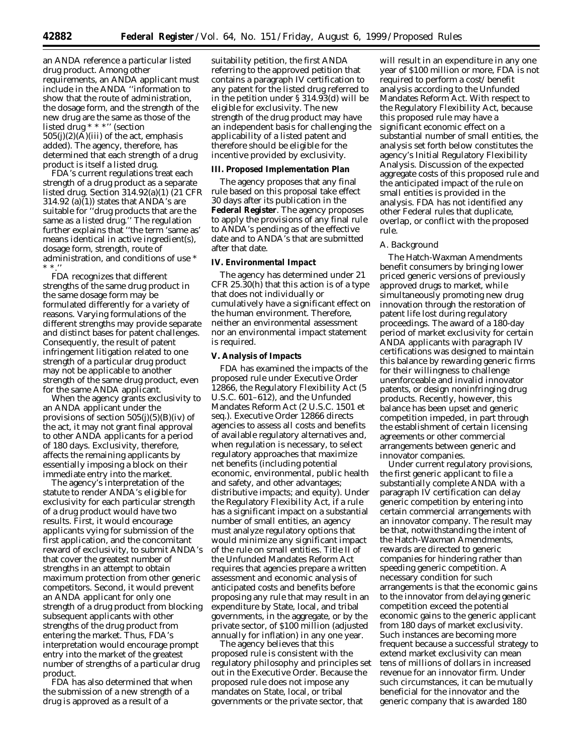an ANDA reference a particular listed drug product. Among other requirements, an ANDA applicant must include in the ANDA ''information to show that the route of administration, the dosage form, and the strength of the new drug are the same as those of the listed drug * * *'' (section 505(j)(2)(A)(iii) of the act, emphasis added). The agency, therefore, has determined that each strength of a drug product is itself a listed drug.

FDA's current regulations treat each strength of a drug product as a separate listed drug. Section 314.92(a)(1) (21 CFR 314.92 (a)(1)) states that ANDA's are suitable for ''drug products that are the same as a listed drug.'' The regulation further explains that ''the term 'same as' means identical in active ingredient(s), dosage form, strength, route of administration, and conditions of use * * *.''

FDA recognizes that different strengths of the same drug product in the same dosage form may be formulated differently for a variety of reasons. Varying formulations of the different strengths may provide separate and distinct bases for patent challenges. Consequently, the result of patent infringement litigation related to one strength of a particular drug product may not be applicable to another strength of the same drug product, even for the same ANDA applicant.

When the agency grants exclusivity to an ANDA applicant under the provisions of section 505(j)(5)(B)(iv) of the act, it may not grant final approval to other ANDA applicants for a period of 180 days. Exclusivity, therefore, affects the remaining applicants by essentially imposing a block on their immediate entry into the market.

The agency's interpretation of the statute to render ANDA's eligible for exclusivity for each particular strength of a drug product would have two results. First, it would encourage applicants vying for submission of the first application, and the concomitant reward of exclusivity, to submit ANDA's that cover the greatest number of strengths in an attempt to obtain maximum protection from other generic competitors. Second, it would prevent an ANDA applicant for only one strength of a drug product from blocking subsequent applicants with other strengths of the drug product from entering the market. Thus, FDA's interpretation would encourage prompt entry into the market of the greatest number of strengths of a particular drug product.

FDA has also determined that when the submission of a new strength of a drug is approved as a result of a suitability petition, the first ANDA referring to the approved petition that contains a paragraph IV certification to any patent for the listed drug referred to in the petition under § 314.93(d) will be eligible for exclusivity. The new strength of the drug product may have an independent basis for challenging the applicability of a listed patent and therefore should be eligible for the incentive provided by exclusivity.

## III. Proposed Implementation Plan

The agency proposes that any final rule based on this proposal take effect 30 days after its publication in the **Federal Register**. The agency proposes to apply the provisions of any final rule to ANDA's pending as of the effective date and to ANDA's that are submitted after that date.

## IV. Environmental Impact

The agency has determined under 21 CFR 25.30(h) that this action is of a type that does not individually or cumulatively have a significant effect on the human environment. Therefore, neither an environmental assessment nor an environmental impact statement is required.

## V. Analysis of Impacts

FDA has examined the impacts of the proposed rule under Executive Order 12866, the Regulatory Flexibility Act (5 U.S.C. 601–612), and the Unfunded Mandates Reform Act (2 U.S.C. 1501 et seq.). Executive Order 12866 directs agencies to assess all costs and benefits of available regulatory alternatives and, when regulation is necessary, to select regulatory approaches that maximize net benefits (including potential economic, environmental, public health and safety, and other advantages; distributive impacts; and equity). Under the Regulatory Flexibility Act, if a rule has a significant impact on a substantial number of small entities, an agency must analyze regulatory options that would minimize any significant impact of the rule on small entities. Title II of the Unfunded Mandates Reform Act requires that agencies prepare a written assessment and economic analysis of anticipated costs and benefits before proposing any rule that may result in an expenditure by State, local, and tribal governments, in the aggregate, or by the private sector, of $100 million (adjusted annually for inflation) in any one year.

The agency believes that this proposed rule is consistent with the regulatory philosophy and principles set out in the Executive Order. Because the proposed rule does not impose any mandates on State, local, or tribal governments or the private sector, that will result in an expenditure in any one year of $100 million or more, FDA is not required to perform a cost/benefit analysis according to the Unfunded Mandates Reform Act. With respect to the Regulatory Flexibility Act, because this proposed rule may have a significant economic effect on a substantial number of small entities, the analysis set forth below constitutes the agency's Initial Regulatory Flexibility Analysis. Discussion of the expected aggregate costs of this proposed rule and the anticipated impact of the rule on small entities is provided in the analysis. FDA has not identified any other Federal rules that duplicate, overlap, or conflict with the proposed rule.

### A. Background

The Hatch-Waxman Amendments benefit consumers by bringing lower priced generic versions of previously approved drugs to market, while simultaneously promoting new drug innovation through the restoration of patent life lost during regulatory proceedings. The award of a 180-day period of market exclusivity for certain ANDA applicants with paragraph IV certifications was designed to maintain this balance by rewarding generic firms for their willingness to challenge unenforceable and invalid innovator patents, or design noninfringing drug products. Recently, however, this balance has been upset and generic competition impeded, in part through the establishment of certain licensing agreements or other commercial arrangements between generic and innovator companies.

Under current regulatory provisions, the first generic applicant to file a substantially complete ANDA with a paragraph IV certification can delay generic competition by entering into certain commercial arrangements with an innovator company. The result may be that, notwithstanding the intent of the Hatch-Waxman Amendments, rewards are directed to generic companies for hindering rather than speeding generic competition. A necessary condition for such arrangements is that the economic gains to the innovator from delaying generic competition exceed the potential economic gains to the generic applicant from 180 days of market exclusivity. Such instances are becoming more frequent because a successful strategy to extend market exclusivity can mean tens of millions of dollars in increased revenue for an innovator firm. Under such circumstances, it can be mutually beneficial for the innovator and the generic company that is awarded 180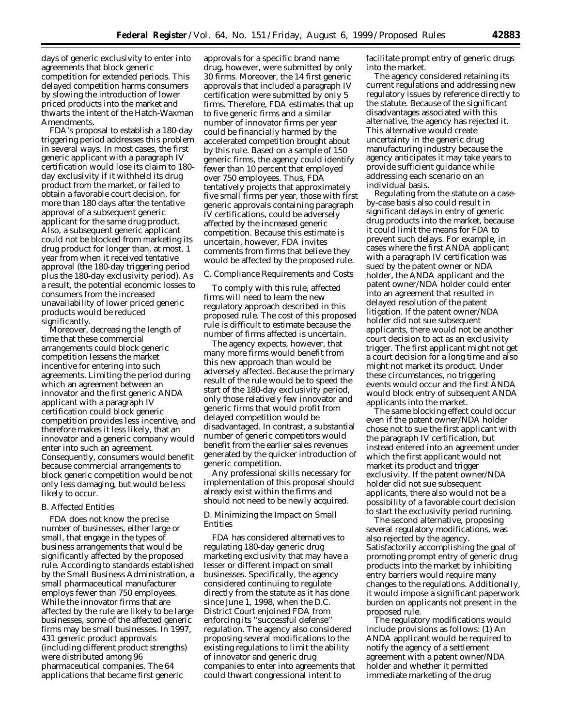days of generic exclusivity to enter into agreements that block generic competition for extended periods. This delayed competition harms consumers by slowing the introduction of lower priced products into the market and thwarts the intent of the Hatch-Waxman Amendments.

FDA's proposal to establish a 180-day triggering period addresses this problem in several ways. In most cases, the first generic applicant with a paragraph IV certification would lose its claim to 180-day exclusivity if it withheld its drug product from the market, or failed to obtain a favorable court decision, for more than 180 days after the tentative approval of a subsequent generic applicant for the same drug product. Also, a subsequent generic applicant could not be blocked from marketing its drug product for longer than, at most, 1 year from when it received tentative approval (the 180-day triggering period plus the 180-day exclusivity period). As a result, the potential economic losses to consumers from the increased unavailability of lower priced generic products would be reduced significantly.

Moreover, decreasing the length of time that these commercial arrangements could block generic competition lessens the market incentive for entering into such agreements. Limiting the period during which an agreement between an innovator and the first generic ANDA applicant with a paragraph IV certification could block generic competition provides less incentive, and therefore makes it less likely, that an innovator and a generic company would enter into such an agreement. Consequently, consumers would benefit because commercial arrangements to block generic competition would be not only less damaging, but would be less likely to occur.

*B. Affected Entities*

FDA does not know the precise number of businesses, either large or small, that engage in the types of business arrangements that would be significantly affected by the proposed rule. According to standards established by the Small Business Administration, a small pharmaceutical manufacturer employs fewer than 750 employees. While the innovator firms that are affected by the rule are likely to be large businesses, some of the affected generic firms may be small businesses. In 1997, 431 generic product approvals (including different product strengths) were distributed among 96 pharmaceutical companies. The 64 applications that became first generic approvals for a specific brand name drug, however, were submitted by only 30 firms. Moreover, the 14 first generic approvals that included a paragraph IV certification were submitted by only 5 firms. Therefore, FDA estimates that up to five generic firms and a similar number of innovator firms per year could be financially harmed by the accelerated competition brought about by this rule. Based on a sample of 150 generic firms, the agency could identify fewer than 10 percent that employed over 750 employees. Thus, FDA tentatively projects that approximately five small firms per year, those with first generic approvals containing paragraph IV certifications, could be adversely affected by the increased generic competition. Because this estimate is uncertain, however, FDA invites comments from firms that believe they would be affected by the proposed rule.

*C. Compliance Requirements and Costs*

To comply with this rule, affected firms will need to learn the new regulatory approach described in this proposed rule. The cost of this proposed rule is difficult to estimate because the number of firms affected is uncertain.

The agency expects, however, that many more firms would benefit from this new approach than would be adversely affected. Because the primary result of the rule would be to speed the start of the 180-day exclusivity period, only those relatively few innovator and generic firms that would profit from delayed competition would be disadvantaged. In contrast, a substantial number of generic competitors would benefit from the earlier sales revenues generated by the quicker introduction of generic competition.

Any professional skills necessary for implementation of this proposal should already exist within the firms and should not need to be newly acquired.

*D. Minimizing the Impact on Small Entities*

FDA has considered alternatives to regulating 180-day generic drug marketing exclusivity that may have a lesser or different impact on small businesses. Specifically, the agency considered continuing to regulate directly from the statute as it has done since June 1, 1998, when the D.C. District Court enjoined FDA from enforcing its ''successful defense'' regulation. The agency also considered proposing several modifications to the existing regulations to limit the ability of innovator and generic drug companies to enter into agreements that could thwart congressional intent to facilitate prompt entry of generic drugs into the market.

The agency considered retaining its current regulations and addressing new regulatory issues by reference directly to the statute. Because of the significant disadvantages associated with this alternative, the agency has rejected it. This alternative would create uncertainty in the generic drug manufacturing industry because the agency anticipates it may take years to provide sufficient guidance while addressing each scenario on an individual basis.

Regulating from the statute on a case-by-case basis also could result in significant delays in entry of generic drug products into the market, because it could limit the means for FDA to prevent such delays. For example, in cases where the first ANDA applicant with a paragraph IV certification was sued by the patent owner or NDA holder, the ANDA applicant and the patent owner/NDA holder could enter into an agreement that resulted in delayed resolution of the patent litigation. If the patent owner/NDA holder did not sue subsequent applicants, there would not be another court decision to act as an exclusivity trigger. The first applicant might not get a court decision for a long time and also might not market its product. Under these circumstances, no triggering events would occur and the first ANDA would block entry of subsequent ANDA applicants into the market.

The same blocking effect could occur even if the patent owner/NDA holder chose not to sue the first applicant with the paragraph IV certification, but instead entered into an agreement under which the first applicant would not market its product and trigger exclusivity. If the patent owner/NDA holder did not sue subsequent applicants, there also would not be a possibility of a favorable court decision to start the exclusivity period running.

The second alternative, proposing several regulatory modifications, was also rejected by the agency. Satisfactorily accomplishing the goal of promoting prompt entry of generic drug products into the market by inhibiting entry barriers would require many changes to the regulations. Additionally, it would impose a significant paperwork burden on applicants not present in the proposed rule.

The regulatory modifications would include provisions as follows: (1) An ANDA applicant would be required to notify the agency of a settlement agreement with a patent owner/NDA holder and whether it permitted immediate marketing of the drug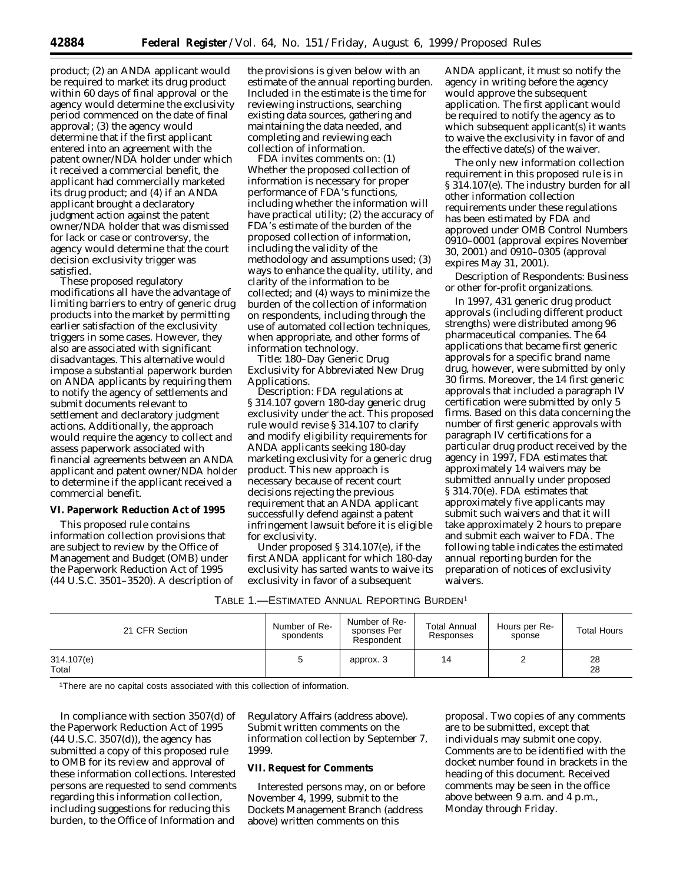product; (2) an ANDA applicant would be required to market its drug product within 60 days of final approval or the agency would determine the exclusivity period commenced on the date of final approval; (3) the agency would determine that if the first applicant entered into an agreement with the patent owner/NDA holder under which it received a commercial benefit, the applicant had commercially marketed its drug product; and (4) if an ANDA applicant brought a declaratory judgment action against the patent owner/NDA holder that was dismissed for lack or case or controversy, the agency would determine that the court decision exclusivity trigger was satisfied.

These proposed regulatory modifications all have the advantage of limiting barriers to entry of generic drug products into the market by permitting earlier satisfaction of the exclusivity triggers in some cases. However, they also are associated with significant disadvantages. This alternative would impose a substantial paperwork burden on ANDA applicants by requiring them to notify the agency of settlements and submit documents relevant to settlement and declaratory judgment actions. Additionally, the approach would require the agency to collect and assess paperwork associated with financial agreements between an ANDA applicant and patent owner/NDA holder to determine if the applicant received a commercial benefit.

**VI. Paperwork Reduction Act of 1995**

This proposed rule contains information collection provisions that are subject to review by the Office of Management and Budget (OMB) under the Paperwork Reduction Act of 1995 (44 U.S.C. 3501–3520). A description of the provisions is given below with an estimate of the annual reporting burden. Included in the estimate is the time for reviewing instructions, searching existing data sources, gathering and maintaining the data needed, and completing and reviewing each collection of information.

FDA invites comments on: (1) Whether the proposed collection of information is necessary for proper performance of FDA's functions, including whether the information will have practical utility; (2) the accuracy of FDA's estimate of the burden of the proposed collection of information, including the validity of the methodology and assumptions used; (3) ways to enhance the quality, utility, and clarity of the information to be collected; and (4) ways to minimize the burden of the collection of information on respondents, including through the use of automated collection techniques, when appropriate, and other forms of information technology.

*Title*: 180–Day Generic Drug Exclusivity for Abbreviated New Drug Applications.

*Description*: FDA regulations at § 314.107 govern 180-day generic drug exclusivity under the act. This proposed rule would revise § 314.107 to clarify and modify eligibility requirements for ANDA applicants seeking 180-day marketing exclusivity for a generic drug product. This new approach is necessary because of recent court decisions rejecting the previous requirement that an ANDA applicant successfully defend against a patent infringement lawsuit before it is eligible for exclusivity.

Under proposed § 314.107(e), if the first ANDA applicant for which 180-day exclusivity has sarted wants to waive its exclusivity in favor of a subsequent ANDA applicant, it must so notify the agency in writing before the agency would approve the subsequent application. The first applicant would be required to notify the agency as to which subsequent applicant(s) it wants to waive the exclusivity in favor of and the effective date(s) of the waiver.

The only new information collection requirement in this proposed rule is in § 314.107(e). The industry burden for all other information collection requirements under these regulations has been estimated by FDA and approved under OMB Control Numbers 0910–0001 (approval expires November 30, 2001) and 0910–0305 (approval expires May 31, 2001).

*Description of Respondents*: Business or other for-profit organizations.

In 1997, 431 generic drug product approvals (including different product strengths) were distributed among 96 pharmaceutical companies. The 64 applications that became first generic approvals for a specific brand name drug, however, were submitted by only 30 firms. Moreover, the 14 first generic approvals that included a paragraph IV certification were submitted by only 5 firms. Based on this data concerning the number of first generic approvals with paragraph IV certifications for a particular drug product received by the agency in 1997, FDA estimates that approximately 14 waivers may be submitted annually under proposed § 314.70(e). FDA estimates that approximately five applicants may submit such waivers and that it will take approximately 2 hours to prepare and submit each waiver to FDA. The following table indicates the estimated annual reporting burden for the preparation of notices of exclusivity waivers.

TABLE 1.—ESTIMATED ANNUAL REPORTING BURDEN[1]

| 21 CFR Section | Number of Respondents | Number of Responses Per Respondent | Total Annual Responses | Hours per Response | Total Hours |
|---|---|---|---|---|---|
| 314.107(e) | 5 | approx. 3 | 14 | 2 | 28 |
| Total | | | | | 28 |

[1]There are no capital costs associated with this collection of information.

In compliance with section 3507(d) of the Paperwork Reduction Act of 1995 (44 U.S.C. 3507(d)), the agency has submitted a copy of this proposed rule to OMB for its review and approval of these information collections. Interested persons are requested to send comments regarding this information collection, including suggestions for reducing this burden, to the Office of Information and Regulatory Affairs (address above). Submit written comments on the information collection by September 7, 1999.

**VII. Request for Comments**

Interested persons may, on or before November 4, 1999, submit to the Dockets Management Branch (address above) written comments on this proposal. Two copies of any comments are to be submitted, except that individuals may submit one copy. Comments are to be identified with the docket number found in brackets in the heading of this document. Received comments may be seen in the office above between 9 a.m. and 4 p.m., Monday through Friday.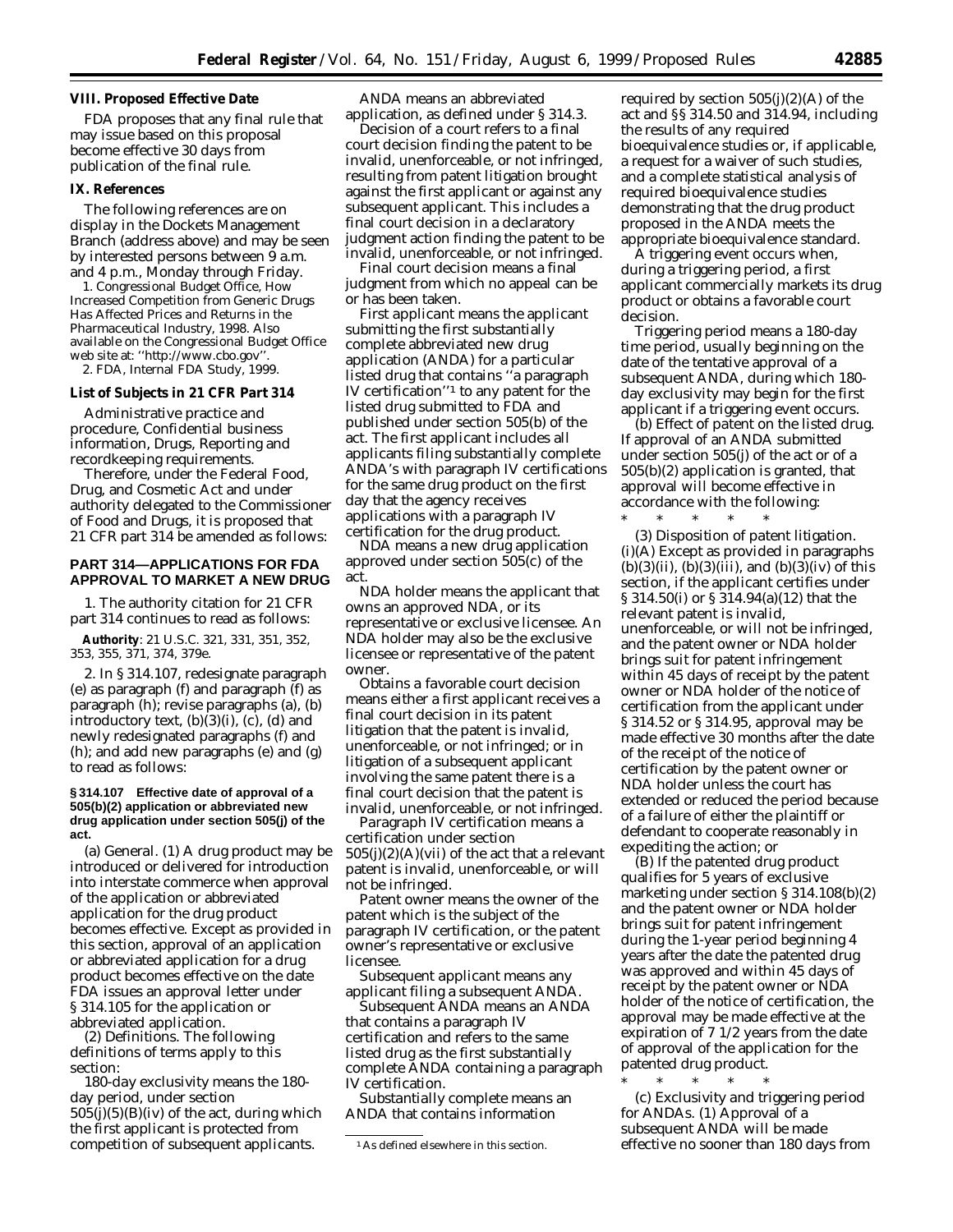## VIII. Proposed Effective Date

FDA proposes that any final rule that may issue based on this proposal become effective 30 days from publication of the final rule.

## IX. References

The following references are on display in the Dockets Management Branch (address above) and may be seen by interested persons between 9 a.m. and 4 p.m., Monday through Friday.

1. Congressional Budget Office, How Increased Competition from Generic Drugs Has Affected Prices and Returns in the Pharmaceutical Industry, 1998. Also available on the Congressional Budget Office web site at: ''http://www.cbo.gov''.

2. FDA, Internal FDA Study, 1999.

### List of Subjects in 21 CFR Part 314

Administrative practice and procedure, Confidential business information, Drugs, Reporting and recordkeeping requirements.

Therefore, under the Federal Food, Drug, and Cosmetic Act and under authority delegated to the Commissioner of Food and Drugs, it is proposed that 21 CFR part 314 be amended as follows:

## PART 314—APPLICATIONS FOR FDA APPROVAL TO MARKET A NEW DRUG

1. The authority citation for 21 CFR part 314 continues to read as follows:

**Authority**: 21 U.S.C. 321, 331, 351, 352, 353, 355, 371, 374, 379e.

2. In § 314.107, redesignate paragraph (e) as paragraph (f) and paragraph (f) as paragraph (h); revise paragraphs (a), (b) introductory text, (b)(3)(i), (c), (d) and newly redesignated paragraphs (f) and (h); and add new paragraphs (e) and (g) to read as follows:

### § 314.107 Effective date of approval of a 505(b)(2) application or abbreviated new drug application under section 505(j) of the act.

(a) *General.* (1) A drug product may be introduced or delivered for introduction into interstate commerce when approval of the application or abbreviated application for the drug product becomes effective. Except as provided in this section, approval of an application or abbreviated application for a drug product becomes effective on the date FDA issues an approval letter under § 314.105 for the application or abbreviated application.

(2) *Definitions.* The following definitions of terms apply to this section:

*180-day exclusivity* means the 180-day period, under section 505(j)(5)(B)(iv) of the act, during which the first applicant is protected from competition of subsequent applicants.

*ANDA* means an abbreviated application, as defined under § 314.3.

*Decision of a court* refers to a final court decision finding the patent to be invalid, unenforceable, or not infringed, resulting from patent litigation brought against the first applicant or against any subsequent applicant. This includes a final court decision in a declaratory judgment action finding the patent to be invalid, unenforceable, or not infringed.

*Final court decision* means a final judgment from which no appeal can be or has been taken.

*First applicant* means the applicant submitting the first substantially complete abbreviated new drug application (ANDA) for a particular listed drug that contains ''a paragraph IV certification''[1] to any patent for the listed drug submitted to FDA and published under section 505(b) of the act. The first applicant includes all applicants filing substantially complete ANDA's with paragraph IV certifications for the same drug product on the first day that the agency receives applications with a paragraph IV certification for the drug product.

*NDA* means a new drug application approved under section 505(c) of the act.

*NDA holder* means the applicant that owns an approved NDA, or its representative or exclusive licensee. An NDA holder may also be the exclusive licensee or representative of the patent owner.

*Obtains a favorable court decision* means either a first applicant receives a final court decision in its patent litigation that the patent is invalid, unenforceable, or not infringed; or in litigation of a subsequent applicant involving the same patent there is a final court decision that the patent is invalid, unenforceable, or not infringed.

*Paragraph IV certification* means a certification under section 505(j)(2)(A)(vii) of the act that a relevant patent is invalid, unenforceable, or will not be infringed.

*Patent owner* means the owner of the patent which is the subject of the paragraph IV certification, or the patent owner's representative or exclusive licensee.

*Subsequent applicant* means any applicant filing a subsequent ANDA.

*Subsequent ANDA* means an ANDA that contains a paragraph IV certification and refers to the same listed drug as the first substantially complete ANDA containing a paragraph IV certification.

*Substantially complete* means an ANDA that contains information required by section 505(j)(2)(A) of the act and §§ 314.50 and 314.94, including the results of any required bioequivalence studies or, if applicable, a request for a waiver of such studies, and a complete statistical analysis of required bioequivalence studies demonstrating that the drug product proposed in the ANDA meets the appropriate bioequivalence standard.

A *triggering event* occurs when, during a triggering period, a first applicant commercially markets its drug product or obtains a favorable court decision.

*Triggering period* means a 180-day time period, usually beginning on the date of the tentative approval of a subsequent ANDA, during which 180-day exclusivity may begin for the first applicant if a triggering event occurs.

(b) *Effect of patent on the listed drug.* If approval of an ANDA submitted under section 505(j) of the act or of a 505(b)(2) application is granted, that approval will become effective in accordance with the following:

\* \* \* \* \*

(3) *Disposition of patent litigation.* (i)(A) Except as provided in paragraphs (b)(3)(ii), (b)(3)(iii), and (b)(3)(iv) of this section, if the applicant certifies under § 314.50(i) or § 314.94(a)(12) that the relevant patent is invalid, unenforceable, or will not be infringed, and the patent owner or NDA holder brings suit for patent infringement within 45 days of receipt by the patent owner or NDA holder of the notice of certification from the applicant under § 314.52 or § 314.95, approval may be made effective 30 months after the date of the receipt of the notice of certification by the patent owner or NDA holder unless the court has extended or reduced the period because of a failure of either the plaintiff or defendant to cooperate reasonably in expediting the action; or

(B) If the patented drug product qualifies for 5 years of exclusive marketing under section § 314.108(b)(2) and the patent owner or NDA holder brings suit for patent infringement during the 1-year period beginning 4 years after the date the patented drug was approved and within 45 days of receipt by the patent owner or NDA holder of the notice of certification, the approval may be made effective at the expiration of 7 1/2 years from the date of approval of the application for the patented drug product.

\* \* \* \* \*

(c) *Exclusivity and triggering period for ANDAs.* (1) Approval of a subsequent ANDA will be made effective no sooner than 180 days from

[1] As defined elsewhere in this section.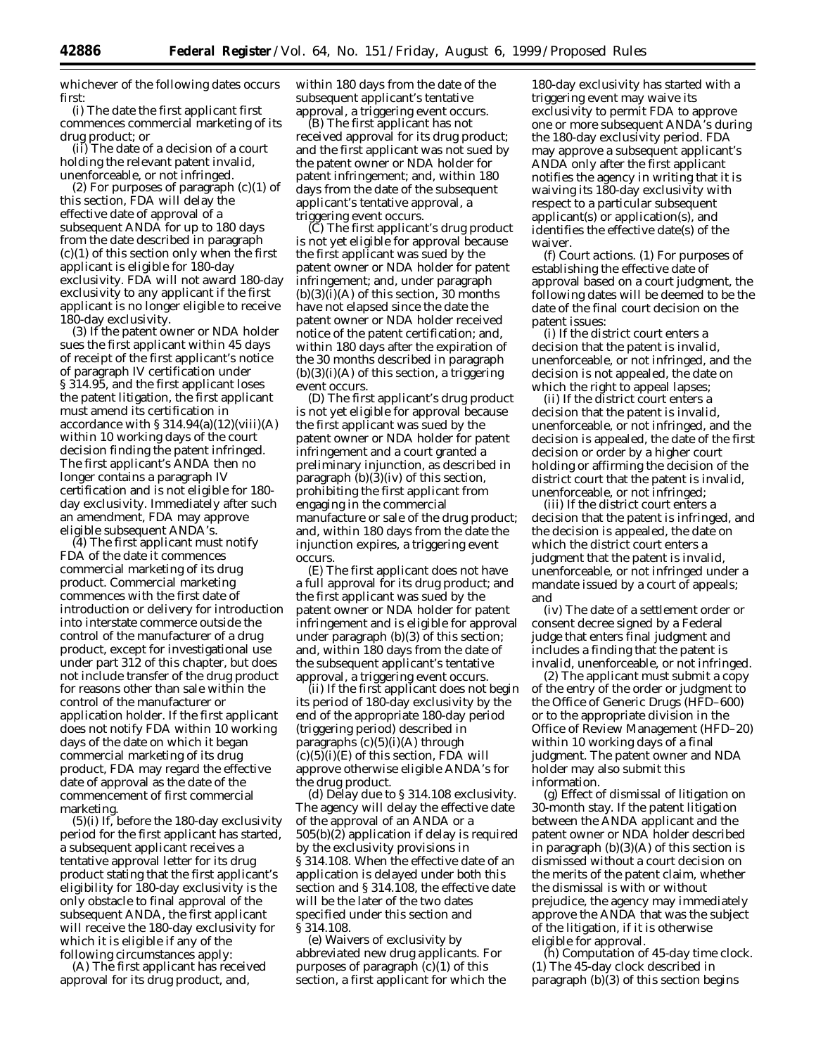whichever of the following dates occurs first:

(i) The date the first applicant first commences commercial marketing of its drug product; or

(ii) The date of a decision of a court holding the relevant patent invalid, unenforceable, or not infringed.

(2) For purposes of paragraph (c)(1) of this section, FDA will delay the effective date of approval of a subsequent ANDA for up to 180 days from the date described in paragraph (c)(1) of this section only when the first applicant is eligible for 180-day exclusivity. FDA will not award 180-day exclusivity to any applicant if the first applicant is no longer eligible to receive 180-day exclusivity.

(3) If the patent owner or NDA holder sues the first applicant within 45 days of receipt of the first applicant's notice of paragraph IV certification under § 314.95, and the first applicant loses the patent litigation, the first applicant must amend its certification in accordance with § 314.94(a)(12)(viii)(A) within 10 working days of the court decision finding the patent infringed. The first applicant's ANDA then no longer contains a paragraph IV certification and is not eligible for 180-day exclusivity. Immediately after such an amendment, FDA may approve eligible subsequent ANDA's.

(4) The first applicant must notify FDA of the date it commences commercial marketing of its drug product. Commercial marketing commences with the first date of introduction or delivery for introduction into interstate commerce outside the control of the manufacturer of a drug product, except for investigational use under part 312 of this chapter, but does not include transfer of the drug product for reasons other than sale within the control of the manufacturer or application holder. If the first applicant does not notify FDA within 10 working days of the date on which it began commercial marketing of its drug product, FDA may regard the effective date of approval as the date of the commencement of first commercial marketing.

(5)(i) If, before the 180-day exclusivity period for the first applicant has started, a subsequent applicant receives a tentative approval letter for its drug product stating that the first applicant's eligibility for 180-day exclusivity is the only obstacle to final approval of the subsequent ANDA, the first applicant will receive the 180-day exclusivity for which it is eligible if any of the following circumstances apply:

(A) The first applicant has received approval for its drug product, and, within 180 days from the date of the subsequent applicant's tentative approval, a triggering event occurs.

(B) The first applicant has not received approval for its drug product; and the first applicant was not sued by the patent owner or NDA holder for patent infringement; and, within 180 days from the date of the subsequent applicant's tentative approval, a triggering event occurs.

(C) The first applicant's drug product is not yet eligible for approval because the first applicant was sued by the patent owner or NDA holder for patent infringement; and, under paragraph (b)(3)(i)(A) of this section, 30 months have not elapsed since the date the patent owner or NDA holder received notice of the patent certification; and, within 180 days after the expiration of the 30 months described in paragraph (b)(3)(i)(A) of this section, a triggering event occurs.

(D) The first applicant's drug product is not yet eligible for approval because the first applicant was sued by the patent owner or NDA holder for patent infringement and a court granted a preliminary injunction, as described in paragraph (b)(3)(iv) of this section, prohibiting the first applicant from engaging in the commercial manufacture or sale of the drug product; and, within 180 days from the date the injunction expires, a triggering event occurs.

(E) The first applicant does not have a full approval for its drug product; and the first applicant was sued by the patent owner or NDA holder for patent infringement and is eligible for approval under paragraph (b)(3) of this section; and, within 180 days from the date of the subsequent applicant's tentative approval, a triggering event occurs.

(ii) If the first applicant does not begin its period of 180-day exclusivity by the end of the appropriate 180-day period (triggering period) described in paragraphs (c)(5)(i)(A) through (c)(5)(i)(E) of this section, FDA will approve otherwise eligible ANDA's for the drug product.

(d) *Delay due to § 314.108 exclusivity.* The agency will delay the effective date of the approval of an ANDA or a 505(b)(2) application if delay is required by the exclusivity provisions in § 314.108. When the effective date of an application is delayed under both this section and § 314.108, the effective date will be the later of the two dates specified under this section and § 314.108.

(e) *Waivers of exclusivity by abbreviated new drug applicants.* For purposes of paragraph (c)(1) of this section, a first applicant for which the 180-day exclusivity has started with a triggering event may waive its exclusivity to permit FDA to approve one or more subsequent ANDA's during the 180-day exclusivity period. FDA may approve a subsequent applicant's ANDA only after the first applicant notifies the agency in writing that it is waiving its 180-day exclusivity with respect to a particular subsequent applicant(s) or application(s), and identifies the effective date(s) of the waiver.

(f) *Court actions.* (1) For purposes of establishing the effective date of approval based on a court judgment, the following dates will be deemed to be the date of the final court decision on the patent issues:

(i) If the district court enters a decision that the patent is invalid, unenforceable, or not infringed, and the decision is not appealed, the date on which the right to appeal lapses;

(ii) If the district court enters a decision that the patent is invalid, unenforceable, or not infringed, and the decision is appealed, the date of the first decision or order by a higher court holding or affirming the decision of the district court that the patent is invalid, unenforceable, or not infringed;

(iii) If the district court enters a decision that the patent is infringed, and the decision is appealed, the date on which the district court enters a judgment that the patent is invalid, unenforceable, or not infringed under a mandate issued by a court of appeals; and

(iv) The date of a settlement order or consent decree signed by a Federal judge that enters final judgment and includes a finding that the patent is invalid, unenforceable, or not infringed.

(2) The applicant must submit a copy of the entry of the order or judgment to the Office of Generic Drugs (HFD–600) or to the appropriate division in the Office of Review Management (HFD–20) within 10 working days of a final judgment. The patent owner and NDA holder may also submit this information.

(g) *Effect of dismissal of litigation on 30-month stay.* If the patent litigation between the ANDA applicant and the patent owner or NDA holder described in paragraph (b)(3)(A) of this section is dismissed without a court decision on the merits of the patent claim, whether the dismissal is with or without prejudice, the agency may immediately approve the ANDA that was the subject of the litigation, if it is otherwise eligible for approval.

(h) *Computation of 45-day time clock.* (1) The 45-day clock described in paragraph (b)(3) of this section begins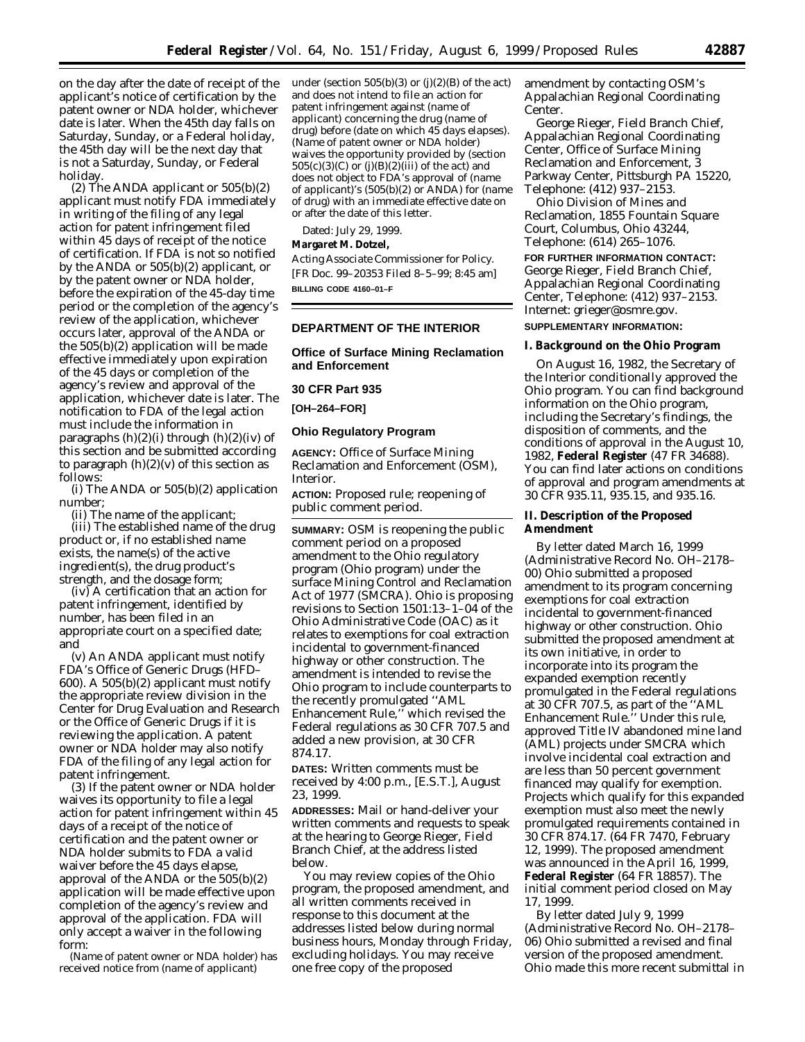on the day after the date of receipt of the applicant's notice of certification by the patent owner or NDA holder, whichever date is later. When the 45th day falls on Saturday, Sunday, or a Federal holiday, the 45th day will be the next day that is not a Saturday, Sunday, or Federal holiday.

(2) The ANDA applicant or 505(b)(2) applicant must notify FDA immediately in writing of the filing of any legal action for patent infringement filed within 45 days of receipt of the notice of certification. If FDA is not so notified by the ANDA or 505(b)(2) applicant, or by the patent owner or NDA holder, before the expiration of the 45-day time period or the completion of the agency's review of the application, whichever occurs later, approval of the ANDA or the 505(b)(2) application will be made effective immediately upon expiration of the 45 days or completion of the agency's review and approval of the application, whichever date is later. The notification to FDA of the legal action must include the information in paragraphs (h)(2)(i) through (h)(2)(iv) of this section and be submitted according to paragraph (h)(2)(v) of this section as follows:

(i) The ANDA or 505(b)(2) application number;

(ii) The name of the applicant;

(iii) The established name of the drug product or, if no established name exists, the name(s) of the active ingredient(s), the drug product's strength, and the dosage form;

(iv) A certification that an action for patent infringement, identified by number, has been filed in an appropriate court on a specified date; and

(v) An ANDA applicant must notify FDA's Office of Generic Drugs (HFD–600). A 505(b)(2) applicant must notify the appropriate review division in the Center for Drug Evaluation and Research or the Office of Generic Drugs if it is reviewing the application. A patent owner or NDA holder may also notify FDA of the filing of any legal action for patent infringement.

(3) If the patent owner or NDA holder waives its opportunity to file a legal action for patent infringement within 45 days of a receipt of the notice of certification and the patent owner or NDA holder submits to FDA a valid waiver before the 45 days elapse, approval of the ANDA or the 505(b)(2) application will be made effective upon completion of the agency's review and approval of the application. FDA will only accept a waiver in the following form:

(Name of patent owner or NDA holder) has received notice from (name of applicant) under (section 505(b)(3) or (j)(2)(B) of the act) and does not intend to file an action for patent infringement against (name of applicant) concerning the drug (name of drug) before (date on which 45 days elapses). (Name of patent owner or NDA holder) waives the opportunity provided by (section 505(c)(3)(C) or (j)(B)(2)(iii) of the act) and does not object to FDA's approval of (name of applicant)'s (505(b)(2) or ANDA) for (name of drug) with an immediate effective date on or after the date of this letter.

Dated: July 29, 1999.

**Margaret M. Dotzel,**

*Acting Associate Commissioner for Policy.*

[FR Doc. 99–20353 Filed 8–5–99; 8:45 am]

**BILLING CODE 4160–01–F**

---

**DEPARTMENT OF THE INTERIOR**

**Office of Surface Mining Reclamation and Enforcement**

**30 CFR Part 935**

**[OH–264–FOR]**

**Ohio Regulatory Program**

**AGENCY:** Office of Surface Mining Reclamation and Enforcement (OSM), Interior.

**ACTION:** Proposed rule; reopening of public comment period.

**SUMMARY:** OSM is reopening the public comment period on a proposed amendment to the Ohio regulatory program (Ohio program) under the surface Mining Control and Reclamation Act of 1977 (SMCRA). Ohio is proposing revisions to Section 1501:13–1–04 of the Ohio Administrative Code (OAC) as it relates to exemptions for coal extraction incidental to government-financed highway or other construction. The amendment is intended to revise the Ohio program to include counterparts to the recently promulgated "AML Enhancement Rule," which revised the Federal regulations as 30 CFR 707.5 and added a new provision, at 30 CFR 874.17.

**DATES:** Written comments must be received by 4:00 p.m., [E.S.T.], August 23, 1999.

**ADDRESSES:** Mail or hand-deliver your written comments and requests to speak at the hearing to George Rieger, Field Branch Chief, at the address listed below.

You may review copies of the Ohio program, the proposed amendment, and all written comments received in response to this document at the addresses listed below during normal business hours, Monday through Friday, excluding holidays. You may receive one free copy of the proposed amendment by contacting OSM's Appalachian Regional Coordinating Center.

George Rieger, Field Branch Chief, Appalachian Regional Coordinating Center, Office of Surface Mining Reclamation and Enforcement, 3 Parkway Center, Pittsburgh PA 15220, Telephone: (412) 937–2153.

Ohio Division of Mines and Reclamation, 1855 Fountain Square Court, Columbus, Ohio 43244, Telephone: (614) 265–1076.

**FOR FURTHER INFORMATION CONTACT:** George Rieger, Field Branch Chief, Appalachian Regional Coordinating Center, Telephone: (412) 937–2153. Internet: grieger@osmre.gov.

**SUPPLEMENTARY INFORMATION:**

**I. Background on the Ohio Program**

On August 16, 1982, the Secretary of the Interior conditionally approved the Ohio program. You can find background information on the Ohio program, including the Secretary's findings, the disposition of comments, and the conditions of approval in the August 10, 1982, **Federal Register** (47 FR 34688). You can find later actions on conditions of approval and program amendments at 30 CFR 935.11, 935.15, and 935.16.

**II. Description of the Proposed Amendment**

By letter dated March 16, 1999 (Administrative Record No. OH–2178–00) Ohio submitted a proposed amendment to its program concerning exemptions for coal extraction incidental to government-financed highway or other construction. Ohio submitted the proposed amendment at its own initiative, in order to incorporate into its program the expanded exemption recently promulgated in the Federal regulations at 30 CFR 707.5, as part of the "AML Enhancement Rule." Under this rule, approved Title IV abandoned mine land (AML) projects under SMCRA which involve incidental coal extraction and are less than 50 percent government financed may qualify for exemption. Projects which qualify for this expanded exemption must also meet the newly promulgated requirements contained in 30 CFR 874.17. (64 FR 7470, February 12, 1999). The proposed amendment was announced in the April 16, 1999, **Federal Register** (64 FR 18857). The initial comment period closed on May 17, 1999.

By letter dated July 9, 1999 (Administrative Record No. OH–2178–06) Ohio submitted a revised and final version of the proposed amendment. Ohio made this more recent submittal in